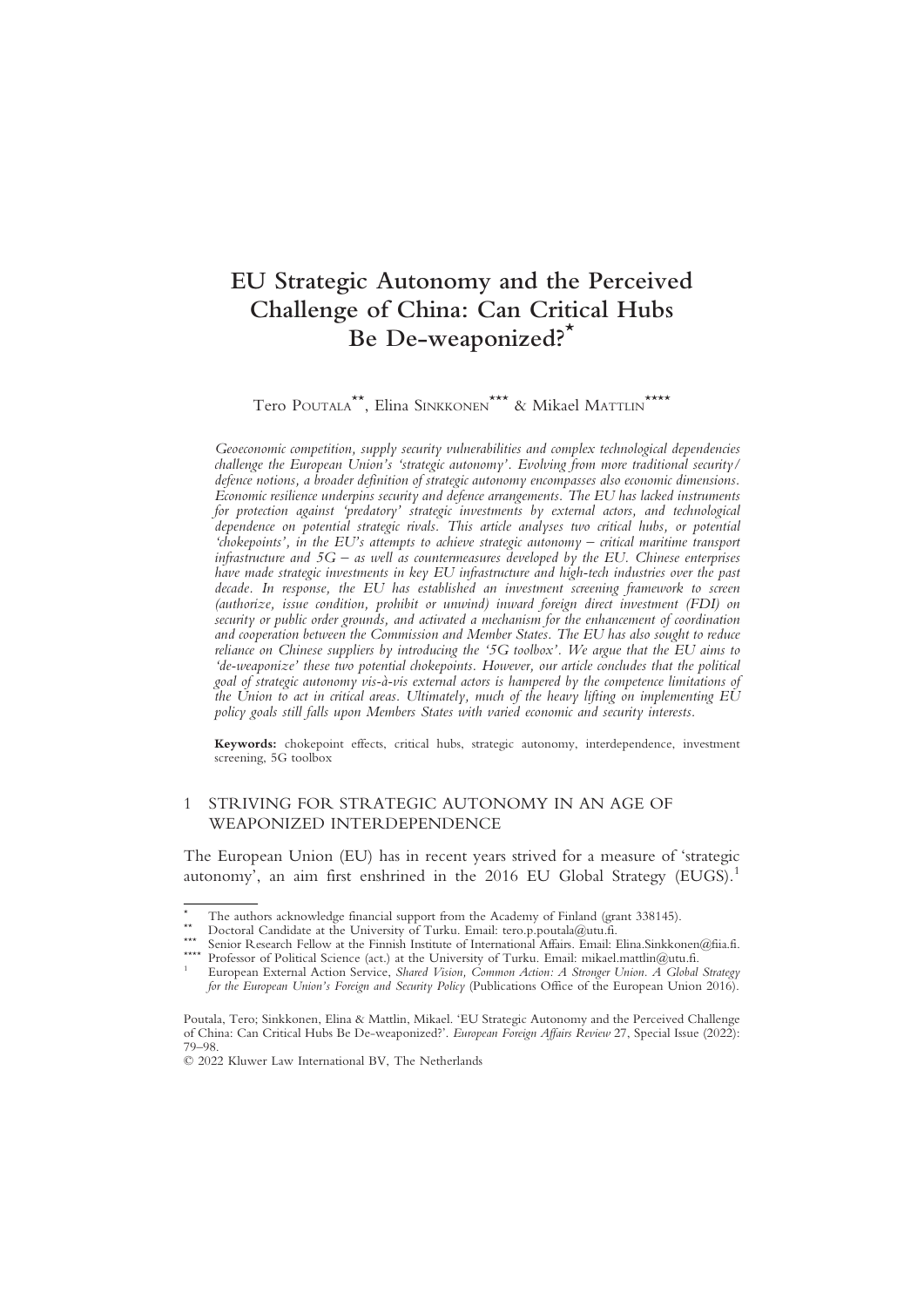# EU Strategic Autonomy and the Perceived Challenge of China: Can Critical Hubs Be De-weaponized?*

Tero Poutala**, Elina Sinkkonen*** & Mikael Mattlin****

*Geoeconomic competition, supply security vulnerabilities and complex technological dependencies challenge the European Union's 'strategic autonomy'. Evolving from more traditional security/defence notions, a broader definition of strategic autonomy encompasses also economic dimensions. Economic resilience underpins security and defence arrangements. The EU has lacked instruments for protection against 'predatory' strategic investments by external actors, and technological dependence on potential strategic rivals. This article analyses two critical hubs, or potential 'chokepoints', in the EU's attempts to achieve strategic autonomy – critical maritime transport infrastructure and 5G – as well as countermeasures developed by the EU. Chinese enterprises have made strategic investments in key EU infrastructure and high-tech industries over the past decade. In response, the EU has established an investment screening framework to screen (authorize, issue condition, prohibit or unwind) inward foreign direct investment (FDI) on security or public order grounds, and activated a mechanism for the enhancement of coordination and cooperation between the Commission and Member States. The EU has also sought to reduce reliance on Chinese suppliers by introducing the '5G toolbox'. We argue that the EU aims to 'de-weaponize' these two potential chokepoints. However, our article concludes that the political goal of strategic autonomy vis-à-vis external actors is hampered by the competence limitations of the Union to act in critical areas. Ultimately, much of the heavy lifting on implementing EU policy goals still falls upon Members States with varied economic and security interests.*

**Keywords:** chokepoint effects, critical hubs, strategic autonomy, interdependence, investment screening, 5G toolbox

## 1 STRIVING FOR STRATEGIC AUTONOMY IN AN AGE OF WEAPONIZED INTERDEPENDENCE

The European Union (EU) has in recent years strived for a measure of 'strategic autonomy', an aim first enshrined in the 2016 EU Global Strategy (EUGS).[1]

---

\* The authors acknowledge financial support from the Academy of Finland (grant 338145).

\*\* Doctoral Candidate at the University of Turku. Email: tero.p.poutala@utu.fi.

\*\*\* Senior Research Fellow at the Finnish Institute of International Affairs. Email: Elina.Sinkkonen@fiia.fi.

\*\*\*\* Professor of Political Science (act.) at the University of Turku. Email: mikael.mattlin@utu.fi.

[1] European External Action Service, *Shared Vision, Common Action: A Stronger Union. A Global Strategy for the European Union's Foreign and Security Policy* (Publications Office of the European Union 2016).

Poutala, Tero; Sinkkonen, Elina & Mattlin, Mikael. 'EU Strategic Autonomy and the Perceived Challenge of China: Can Critical Hubs Be De-weaponized?'. *European Foreign Affairs Review* 27, Special Issue (2022): 79–98.

© 2022 Kluwer Law International BV, The Netherlands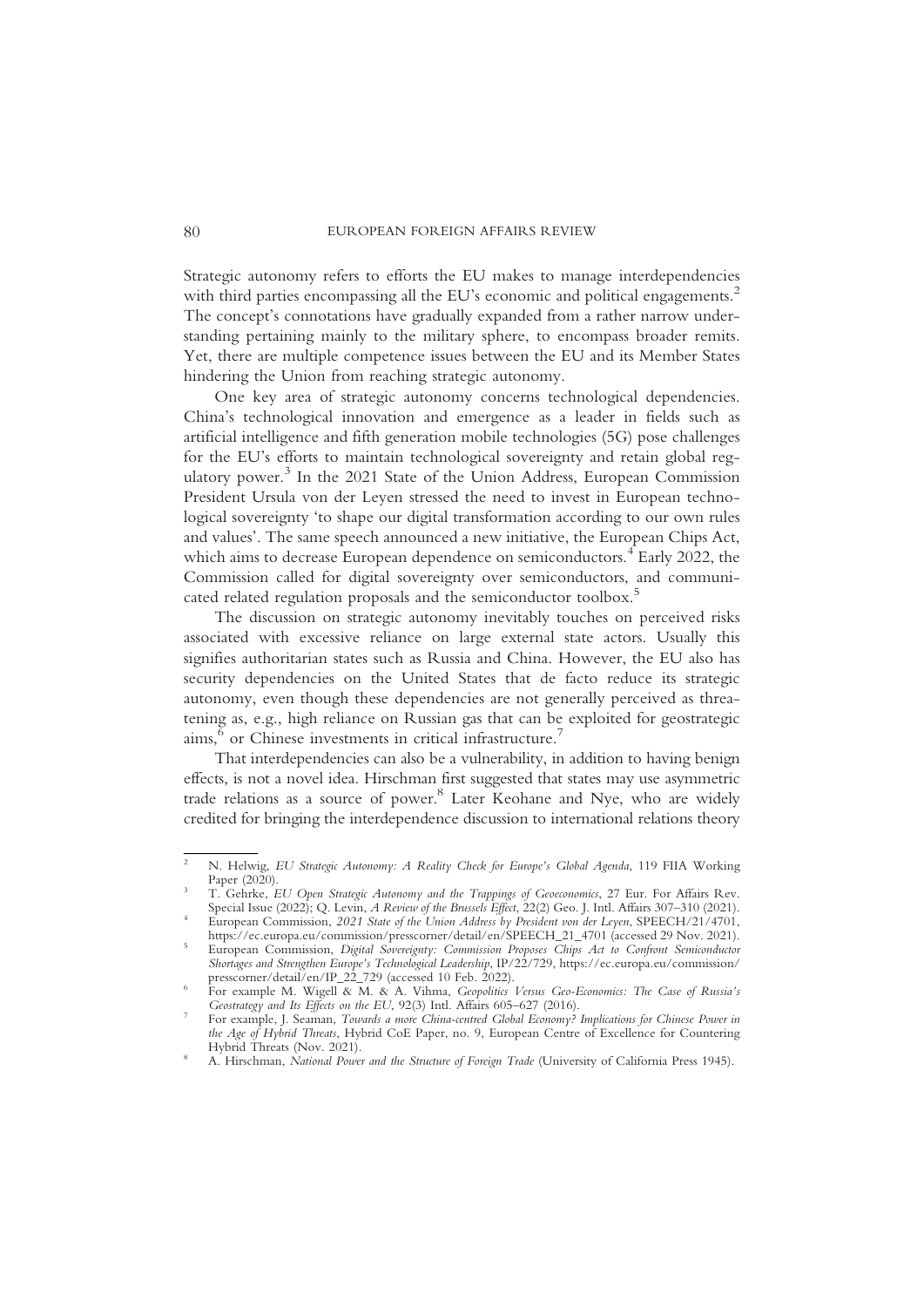Strategic autonomy refers to efforts the EU makes to manage interdependencies with third parties encompassing all the EU's economic and political engagements.[2] The concept's connotations have gradually expanded from a rather narrow understanding pertaining mainly to the military sphere, to encompass broader remits. Yet, there are multiple competence issues between the EU and its Member States hindering the Union from reaching strategic autonomy.

One key area of strategic autonomy concerns technological dependencies. China's technological innovation and emergence as a leader in fields such as artificial intelligence and fifth generation mobile technologies (5G) pose challenges for the EU's efforts to maintain technological sovereignty and retain global regulatory power.[3] In the 2021 State of the Union Address, European Commission President Ursula von der Leyen stressed the need to invest in European technological sovereignty 'to shape our digital transformation according to our own rules and values'. The same speech announced a new initiative, the European Chips Act, which aims to decrease European dependence on semiconductors.[4] Early 2022, the Commission called for digital sovereignty over semiconductors, and communicated related regulation proposals and the semiconductor toolbox.[5]

The discussion on strategic autonomy inevitably touches on perceived risks associated with excessive reliance on large external state actors. Usually this signifies authoritarian states such as Russia and China. However, the EU also has security dependencies on the United States that de facto reduce its strategic autonomy, even though these dependencies are not generally perceived as threatening as, e.g., high reliance on Russian gas that can be exploited for geostrategic aims,[6] or Chinese investments in critical infrastructure.[7]

That interdependencies can also be a vulnerability, in addition to having benign effects, is not a novel idea. Hirschman first suggested that states may use asymmetric trade relations as a source of power.[8] Later Keohane and Nye, who are widely credited for bringing the interdependence discussion to international relations theory

---

[2] N. Helwig, *EU Strategic Autonomy: A Reality Check for Europe's Global Agenda*, 119 FIIA Working Paper (2020).

[3] T. Gehrke, *EU Open Strategic Autonomy and the Trappings of Geoeconomics*, 27 Eur. For Affairs Rev. Special Issue (2022); Q. Levin, *A Review of the Brussels Effect*, 22(2) Geo. J. Intl. Affairs 307–310 (2021).

[4] European Commission, *2021 State of the Union Address by President von der Leyen*, SPEECH/21/4701, https://ec.europa.eu/commission/presscorner/detail/en/SPEECH_21_4701 (accessed 29 Nov. 2021).

[5] European Commission, *Digital Sovereignty: Commission Proposes Chips Act to Confront Semiconductor Shortages and Strengthen Europe's Technological Leadership*, IP/22/729, https://ec.europa.eu/commission/presscorner/detail/en/IP_22_729 (accessed 10 Feb. 2022).

[6] For example M. Wigell & M. & A. Vihma, *Geopolitics Versus Geo-Economics: The Case of Russia's Geostrategy and Its Effects on the EU*, 92(3) Intl. Affairs 605–627 (2016).

[7] For example, J. Seaman, *Towards a more China-centred Global Economy? Implications for Chinese Power in the Age of Hybrid Threats*, Hybrid CoE Paper, no. 9, European Centre of Excellence for Countering Hybrid Threats (Nov. 2021).

[8] A. Hirschman, *National Power and the Structure of Foreign Trade* (University of California Press 1945).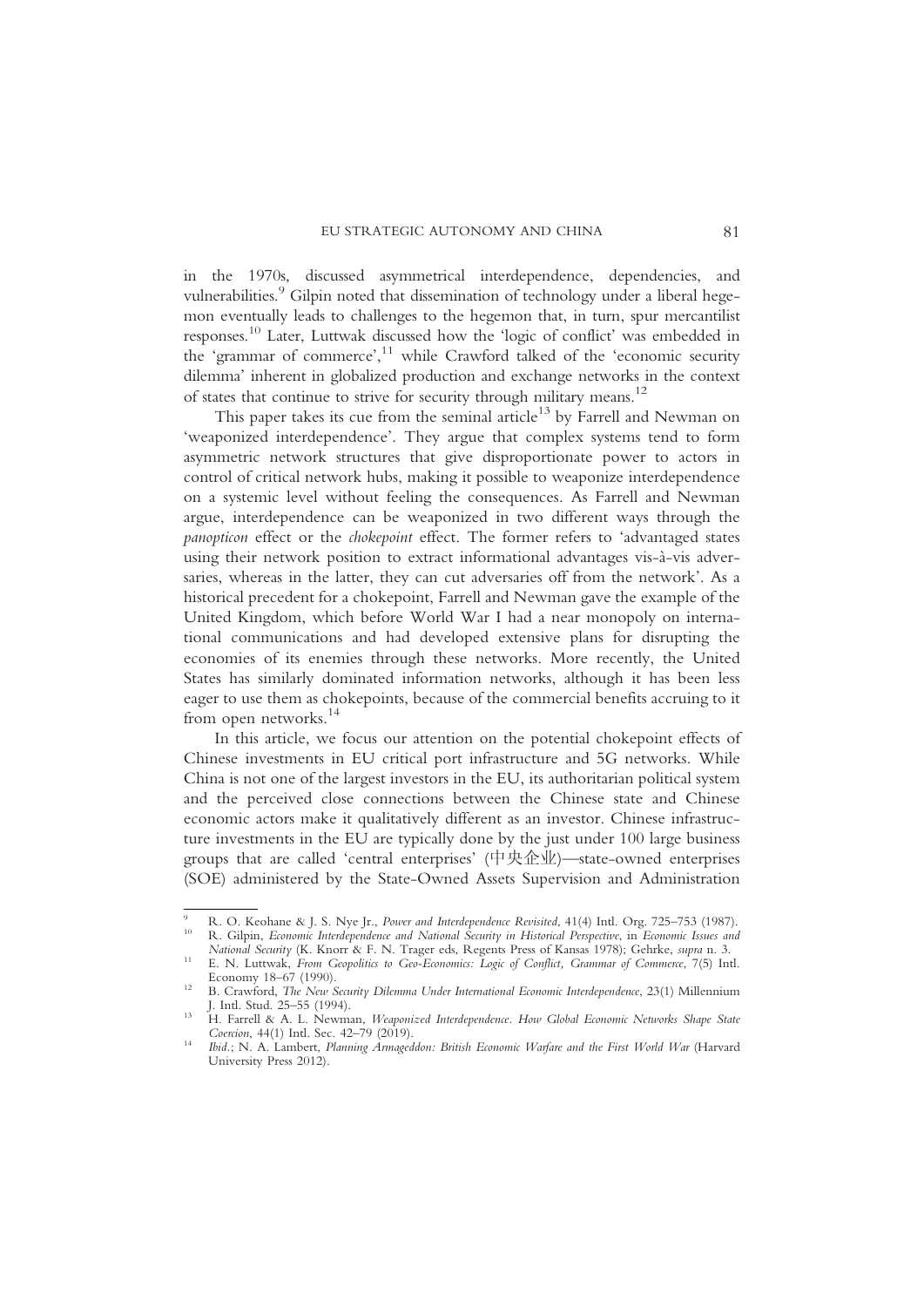in the 1970s, discussed asymmetrical interdependence, dependencies, and vulnerabilities.[9] Gilpin noted that dissemination of technology under a liberal hegemon eventually leads to challenges to the hegemon that, in turn, spur mercantilist responses.[10] Later, Luttwak discussed how the 'logic of conflict' was embedded in the 'grammar of commerce',[11] while Crawford talked of the 'economic security dilemma' inherent in globalized production and exchange networks in the context of states that continue to strive for security through military means.[12]

This paper takes its cue from the seminal article[13] by Farrell and Newman on 'weaponized interdependence'. They argue that complex systems tend to form asymmetric network structures that give disproportionate power to actors in control of critical network hubs, making it possible to weaponize interdependence on a systemic level without feeling the consequences. As Farrell and Newman argue, interdependence can be weaponized in two different ways through the *panopticon* effect or the *chokepoint* effect. The former refers to 'advantaged states using their network position to extract informational advantages vis-à-vis adversaries, whereas in the latter, they can cut adversaries off from the network'. As a historical precedent for a chokepoint, Farrell and Newman gave the example of the United Kingdom, which before World War I had a near monopoly on international communications and had developed extensive plans for disrupting the economies of its enemies through these networks. More recently, the United States has similarly dominated information networks, although it has been less eager to use them as chokepoints, because of the commercial benefits accruing to it from open networks.[14]

In this article, we focus our attention on the potential chokepoint effects of Chinese investments in EU critical port infrastructure and 5G networks. While China is not one of the largest investors in the EU, its authoritarian political system and the perceived close connections between the Chinese state and Chinese economic actors make it qualitatively different as an investor. Chinese infrastructure investments in the EU are typically done by the just under 100 large business groups that are called 'central enterprises' (中央企业)—state-owned enterprises (SOE) administered by the State-Owned Assets Supervision and Administration

---

[9] R. O. Keohane & J. S. Nye Jr., *Power and Interdependence Revisited*, 41(4) Intl. Org. 725–753 (1987).

[10] R. Gilpin, *Economic Interdependence and National Security in Historical Perspective*, in *Economic Issues and National Security* (K. Knorr & F. N. Trager eds, Regents Press of Kansas 1978); Gehrke, *supra* n. 3.

[11] E. N. Luttwak, *From Geopolitics to Geo-Economics: Logic of Conflict, Grammar of Commerce*, 7(5) Intl. Economy 18–67 (1990).

[12] B. Crawford, *The New Security Dilemma Under International Economic Interdependence*, 23(1) Millennium J. Intl. Stud. 25–55 (1994).

[13] H. Farrell & A. L. Newman, *Weaponized Interdependence. How Global Economic Networks Shape State Coercion*, 44(1) Intl. Sec. 42–79 (2019).

[14] *Ibid.*; N. A. Lambert, *Planning Armageddon: British Economic Warfare and the First World War* (Harvard University Press 2012).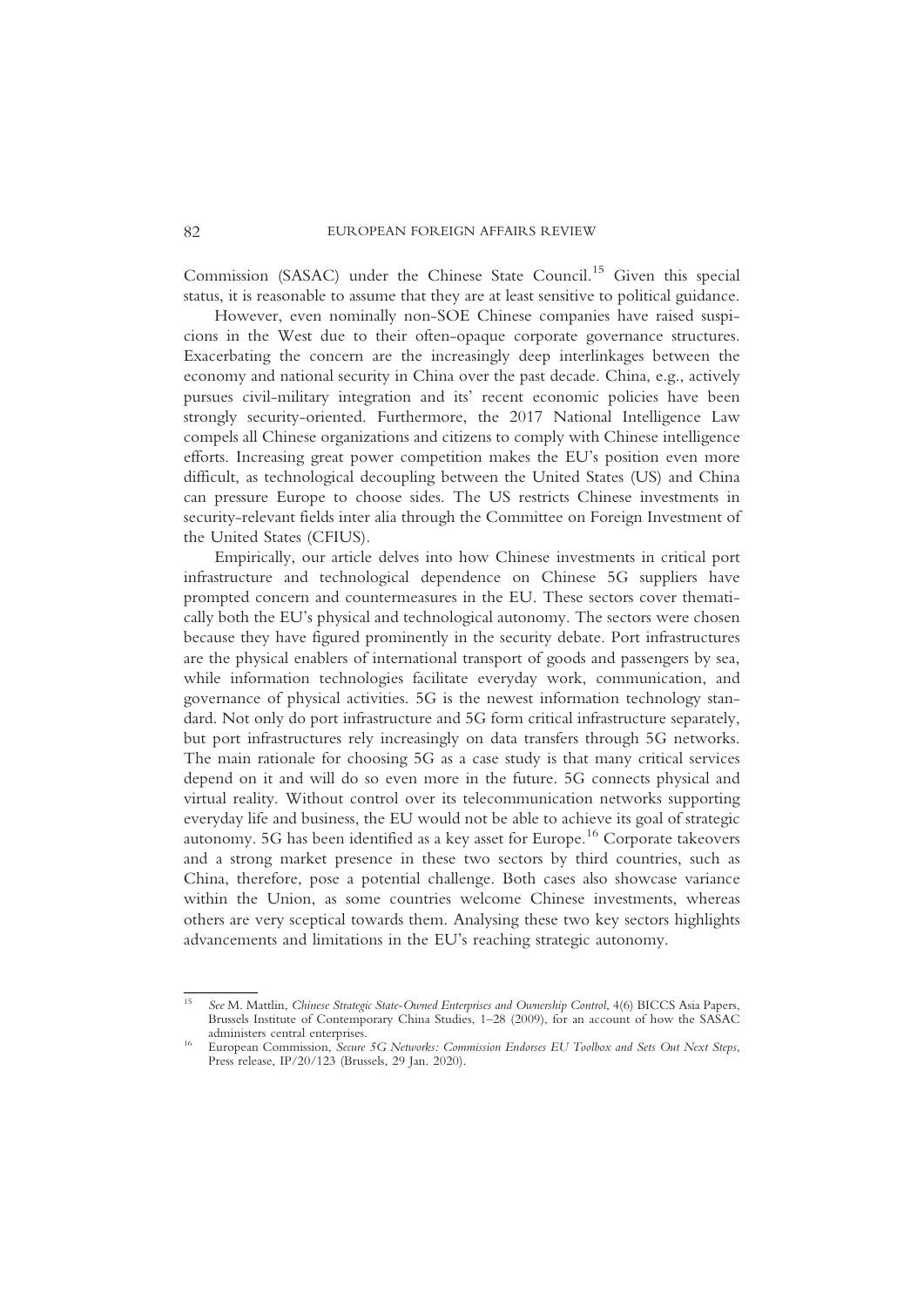Commission (SASAC) under the Chinese State Council.[15] Given this special status, it is reasonable to assume that they are at least sensitive to political guidance.

However, even nominally non-SOE Chinese companies have raised suspicions in the West due to their often-opaque corporate governance structures. Exacerbating the concern are the increasingly deep interlinkages between the economy and national security in China over the past decade. China, e.g., actively pursues civil-military integration and its' recent economic policies have been strongly security-oriented. Furthermore, the 2017 National Intelligence Law compels all Chinese organizations and citizens to comply with Chinese intelligence efforts. Increasing great power competition makes the EU's position even more difficult, as technological decoupling between the United States (US) and China can pressure Europe to choose sides. The US restricts Chinese investments in security-relevant fields inter alia through the Committee on Foreign Investment of the United States (CFIUS).

Empirically, our article delves into how Chinese investments in critical port infrastructure and technological dependence on Chinese 5G suppliers have prompted concern and countermeasures in the EU. These sectors cover thematically both the EU's physical and technological autonomy. The sectors were chosen because they have figured prominently in the security debate. Port infrastructures are the physical enablers of international transport of goods and passengers by sea, while information technologies facilitate everyday work, communication, and governance of physical activities. 5G is the newest information technology standard. Not only do port infrastructure and 5G form critical infrastructure separately, but port infrastructures rely increasingly on data transfers through 5G networks. The main rationale for choosing 5G as a case study is that many critical services depend on it and will do so even more in the future. 5G connects physical and virtual reality. Without control over its telecommunication networks supporting everyday life and business, the EU would not be able to achieve its goal of strategic autonomy. 5G has been identified as a key asset for Europe.[16] Corporate takeovers and a strong market presence in these two sectors by third countries, such as China, therefore, pose a potential challenge. Both cases also showcase variance within the Union, as some countries welcome Chinese investments, whereas others are very sceptical towards them. Analysing these two key sectors highlights advancements and limitations in the EU's reaching strategic autonomy.

---

[15] *See* M. Mattlin, *Chinese Strategic State-Owned Enterprises and Ownership Control*, 4(6) BICCS Asia Papers, Brussels Institute of Contemporary China Studies, 1–28 (2009), for an account of how the SASAC administers central enterprises.

[16] European Commission, *Secure 5G Networks: Commission Endorses EU Toolbox and Sets Out Next Steps*, Press release, IP/20/123 (Brussels, 29 Jan. 2020).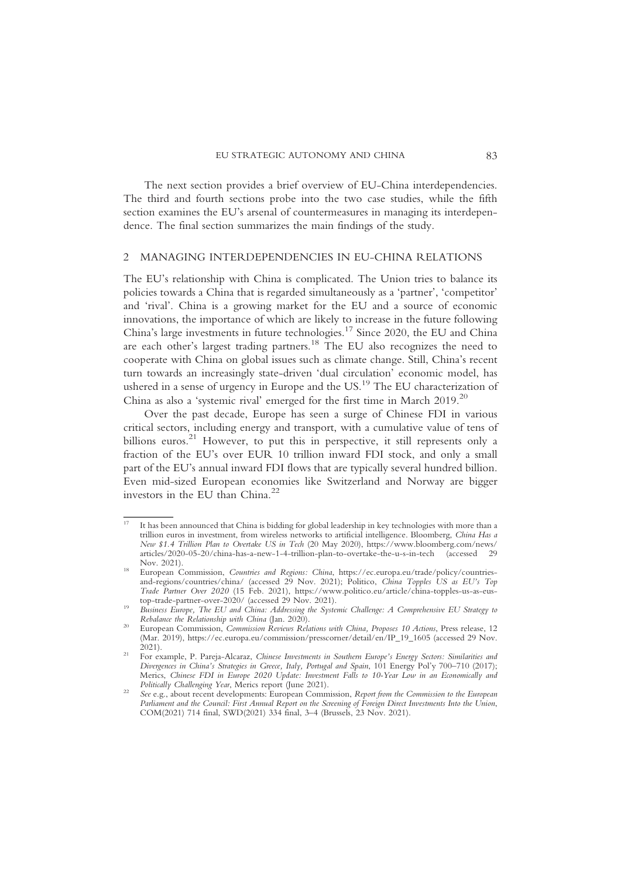The next section provides a brief overview of EU-China interdependencies. The third and fourth sections probe into the two case studies, while the fifth section examines the EU's arsenal of countermeasures in managing its interdependence. The final section summarizes the main findings of the study.

## 2 MANAGING INTERDEPENDENCIES IN EU-CHINA RELATIONS

The EU's relationship with China is complicated. The Union tries to balance its policies towards a China that is regarded simultaneously as a 'partner', 'competitor' and 'rival'. China is a growing market for the EU and a source of economic innovations, the importance of which are likely to increase in the future following China's large investments in future technologies.[17] Since 2020, the EU and China are each other's largest trading partners.[18] The EU also recognizes the need to cooperate with China on global issues such as climate change. Still, China's recent turn towards an increasingly state-driven 'dual circulation' economic model, has ushered in a sense of urgency in Europe and the US.[19] The EU characterization of China as also a 'systemic rival' emerged for the first time in March 2019.[20]

Over the past decade, Europe has seen a surge of Chinese FDI in various critical sectors, including energy and transport, with a cumulative value of tens of billions euros.[21] However, to put this in perspective, it still represents only a fraction of the EU's over EUR 10 trillion inward FDI stock, and only a small part of the EU's annual inward FDI flows that are typically several hundred billion. Even mid-sized European economies like Switzerland and Norway are bigger investors in the EU than China.[22]

---

[17] It has been announced that China is bidding for global leadership in key technologies with more than a trillion euros in investment, from wireless networks to artificial intelligence. Bloomberg, *China Has a New $1.4 Trillion Plan to Overtake US in Tech* (20 May 2020), https://www.bloomberg.com/news/articles/2020-05-20/china-has-a-new-1-4-trillion-plan-to-overtake-the-u-s-in-tech (accessed 29 Nov. 2021).

[18] European Commission, *Countries and Regions: China*, https://ec.europa.eu/trade/policy/countries-and-regions/countries/china/ (accessed 29 Nov. 2021); Politico, *China Topples US as EU's Top Trade Partner Over 2020* (15 Feb. 2021), https://www.politico.eu/article/china-topples-us-as-eus-top-trade-partner-over-2020/ (accessed 29 Nov. 2021).

[19] *Business Europe, The EU and China: Addressing the Systemic Challenge: A Comprehensive EU Strategy to Rebalance the Relationship with China* (Jan. 2020).

[20] European Commission, *Commission Reviews Relations with China, Proposes 10 Actions*, Press release, 12 (Mar. 2019), https://ec.europa.eu/commission/presscorner/detail/en/IP_19_1605 (accessed 29 Nov. 2021).

[21] For example, P. Pareja-Alcaraz, *Chinese Investments in Southern Europe's Energy Sectors: Similarities and Divergences in China's Strategies in Greece, Italy, Portugal and Spain*, 101 Energy Pol'y 700–710 (2017); Merics, *Chinese FDI in Europe 2020 Update: Investment Falls to 10-Year Low in an Economically and Politically Challenging Year*, Merics report (June 2021).

[22] *See* e.g., about recent developments: European Commission, *Report from the Commission to the European Parliament and the Council: First Annual Report on the Screening of Foreign Direct Investments Into the Union*, COM(2021) 714 final, SWD(2021) 334 final, 3–4 (Brussels, 23 Nov. 2021).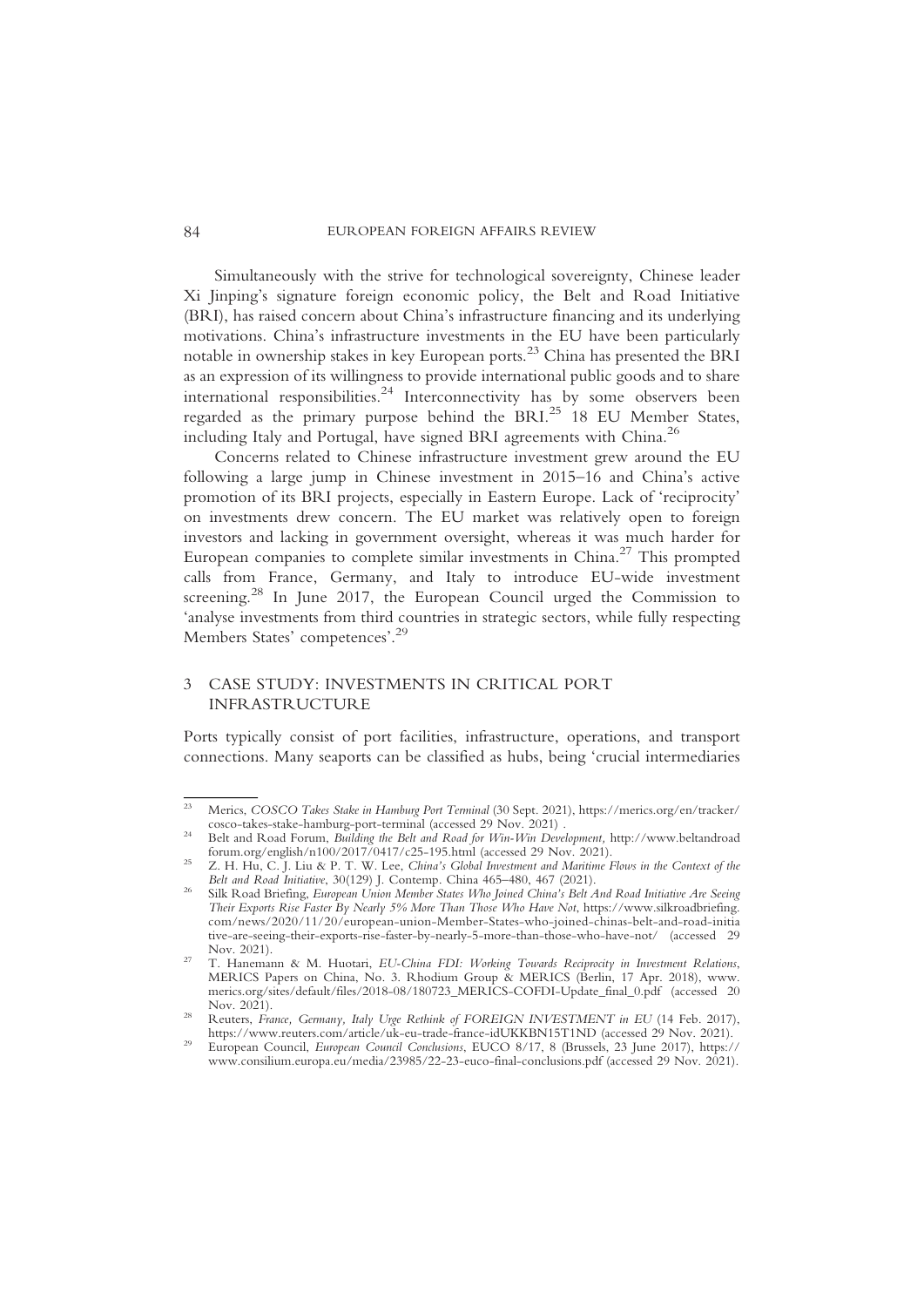Simultaneously with the strive for technological sovereignty, Chinese leader Xi Jinping's signature foreign economic policy, the Belt and Road Initiative (BRI), has raised concern about China's infrastructure financing and its underlying motivations. China's infrastructure investments in the EU have been particularly notable in ownership stakes in key European ports.[23] China has presented the BRI as an expression of its willingness to provide international public goods and to share international responsibilities.[24] Interconnectivity has by some observers been regarded as the primary purpose behind the BRI.[25] 18 EU Member States, including Italy and Portugal, have signed BRI agreements with China.[26]

Concerns related to Chinese infrastructure investment grew around the EU following a large jump in Chinese investment in 2015–16 and China's active promotion of its BRI projects, especially in Eastern Europe. Lack of 'reciprocity' on investments drew concern. The EU market was relatively open to foreign investors and lacking in government oversight, whereas it was much harder for European companies to complete similar investments in China.[27] This prompted calls from France, Germany, and Italy to introduce EU-wide investment screening.[28] In June 2017, the European Council urged the Commission to 'analyse investments from third countries in strategic sectors, while fully respecting Members States' competences'.[29]

## 3 CASE STUDY: INVESTMENTS IN CRITICAL PORT INFRASTRUCTURE

Ports typically consist of port facilities, infrastructure, operations, and transport connections. Many seaports can be classified as hubs, being 'crucial intermediaries

---

[23] Merics, *COSCO Takes Stake in Hamburg Port Terminal* (30 Sept. 2021), https://merics.org/en/tracker/cosco-takes-stake-hamburg-port-terminal (accessed 29 Nov. 2021) .

[24] Belt and Road Forum, *Building the Belt and Road for Win-Win Development*, http://www.beltandroadforum.org/english/n100/2017/0417/c25-195.html (accessed 29 Nov. 2021).

[25] Z. H. Hu, C. J. Liu & P. T. W. Lee, *China's Global Investment and Maritime Flows in the Context of the Belt and Road Initiative*, 30(129) J. Contemp. China 465–480, 467 (2021).

[26] Silk Road Briefing, *European Union Member States Who Joined China's Belt And Road Initiative Are Seeing Their Exports Rise Faster By Nearly 5% More Than Those Who Have Not*, https://www.silkroadbriefing.com/news/2020/11/20/european-union-Member-States-who-joined-chinas-belt-and-road-initiative-are-seeing-their-exports-rise-faster-by-nearly-5-more-than-those-who-have-not/ (accessed 29 Nov. 2021).

[27] T. Hanemann & M. Huotari, *EU-China FDI: Working Towards Reciprocity in Investment Relations*, MERICS Papers on China, No. 3. Rhodium Group & MERICS (Berlin, 17 Apr. 2018), www.merics.org/sites/default/files/2018-08/180723_MERICS-COFDI-Update_final_0.pdf (accessed 20 Nov. 2021).

[28] Reuters, *France, Germany, Italy Urge Rethink of FOREIGN INVESTMENT in EU* (14 Feb. 2017), https://www.reuters.com/article/uk-eu-trade-france-idUKKBN15T1ND (accessed 29 Nov. 2021).

[29] European Council, *European Council Conclusions*, EUCO 8/17, 8 (Brussels, 23 June 2017), https://www.consilium.europa.eu/media/23985/22-23-euco-final-conclusions.pdf (accessed 29 Nov. 2021).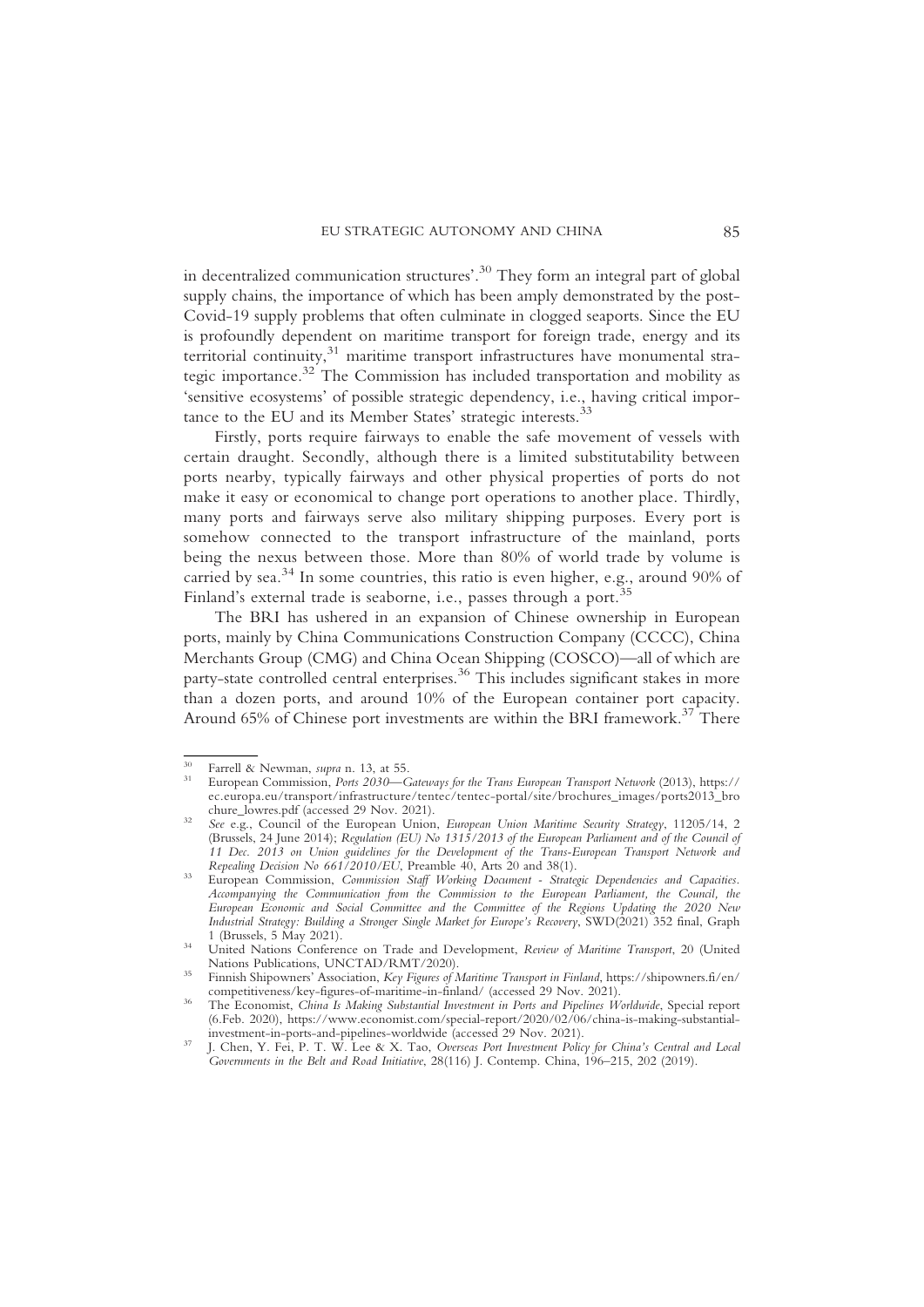in decentralized communication structures'.[30] They form an integral part of global supply chains, the importance of which has been amply demonstrated by the post-Covid-19 supply problems that often culminate in clogged seaports. Since the EU is profoundly dependent on maritime transport for foreign trade, energy and its territorial continuity,[31] maritime transport infrastructures have monumental strategic importance.[32] The Commission has included transportation and mobility as 'sensitive ecosystems' of possible strategic dependency, i.e., having critical importance to the EU and its Member States' strategic interests.[33]

Firstly, ports require fairways to enable the safe movement of vessels with certain draught. Secondly, although there is a limited substitutability between ports nearby, typically fairways and other physical properties of ports do not make it easy or economical to change port operations to another place. Thirdly, many ports and fairways serve also military shipping purposes. Every port is somehow connected to the transport infrastructure of the mainland, ports being the nexus between those. More than 80% of world trade by volume is carried by sea.[34] In some countries, this ratio is even higher, e.g., around 90% of Finland's external trade is seaborne, i.e., passes through a port.[35]

The BRI has ushered in an expansion of Chinese ownership in European ports, mainly by China Communications Construction Company (CCCC), China Merchants Group (CMG) and China Ocean Shipping (COSCO)—all of which are party-state controlled central enterprises.[36] This includes significant stakes in more than a dozen ports, and around 10% of the European container port capacity. Around 65% of Chinese port investments are within the BRI framework.[37] There

---

[30] Farrell & Newman, *supra* n. 13, at 55.

[31] European Commission, *Ports 2030—Gateways for the Trans European Transport Network* (2013), https://ec.europa.eu/transport/infrastructure/tentec/tentec-portal/site/brochures_images/ports2013_brochure_lowres.pdf (accessed 29 Nov. 2021).

[32] *See* e.g., Council of the European Union, *European Union Maritime Security Strategy*, 11205/14, 2 (Brussels, 24 June 2014); *Regulation (EU) No 1315/2013 of the European Parliament and of the Council of 11 Dec. 2013 on Union guidelines for the Development of the Trans-European Transport Network and Repealing Decision No 661/2010/EU*, Preamble 40, Arts 20 and 38(1).

[33] European Commission, *Commission Staff Working Document - Strategic Dependencies and Capacities. Accompanying the Communication from the Commission to the European Parliament, the Council, the European Economic and Social Committee and the Committee of the Regions Updating the 2020 New Industrial Strategy: Building a Stronger Single Market for Europe's Recovery*, SWD(2021) 352 final, Graph 1 (Brussels, 5 May 2021).

[34] United Nations Conference on Trade and Development, *Review of Maritime Transport*, 20 (United Nations Publications, UNCTAD/RMT/2020).

[35] Finnish Shipowners' Association, *Key Figures of Maritime Transport in Finland*, https://shipowners.fi/en/competitiveness/key-figures-of-maritime-in-finland/ (accessed 29 Nov. 2021).

[36] The Economist, *China Is Making Substantial Investment in Ports and Pipelines Worldwide*, Special report (6.Feb. 2020), https://www.economist.com/special-report/2020/02/06/china-is-making-substantial-investment-in-ports-and-pipelines-worldwide (accessed 29 Nov. 2021).

[37] J. Chen, Y. Fei, P. T. W. Lee & X. Tao, *Overseas Port Investment Policy for China's Central and Local Governments in the Belt and Road Initiative*, 28(116) J. Contemp. China, 196–215, 202 (2019).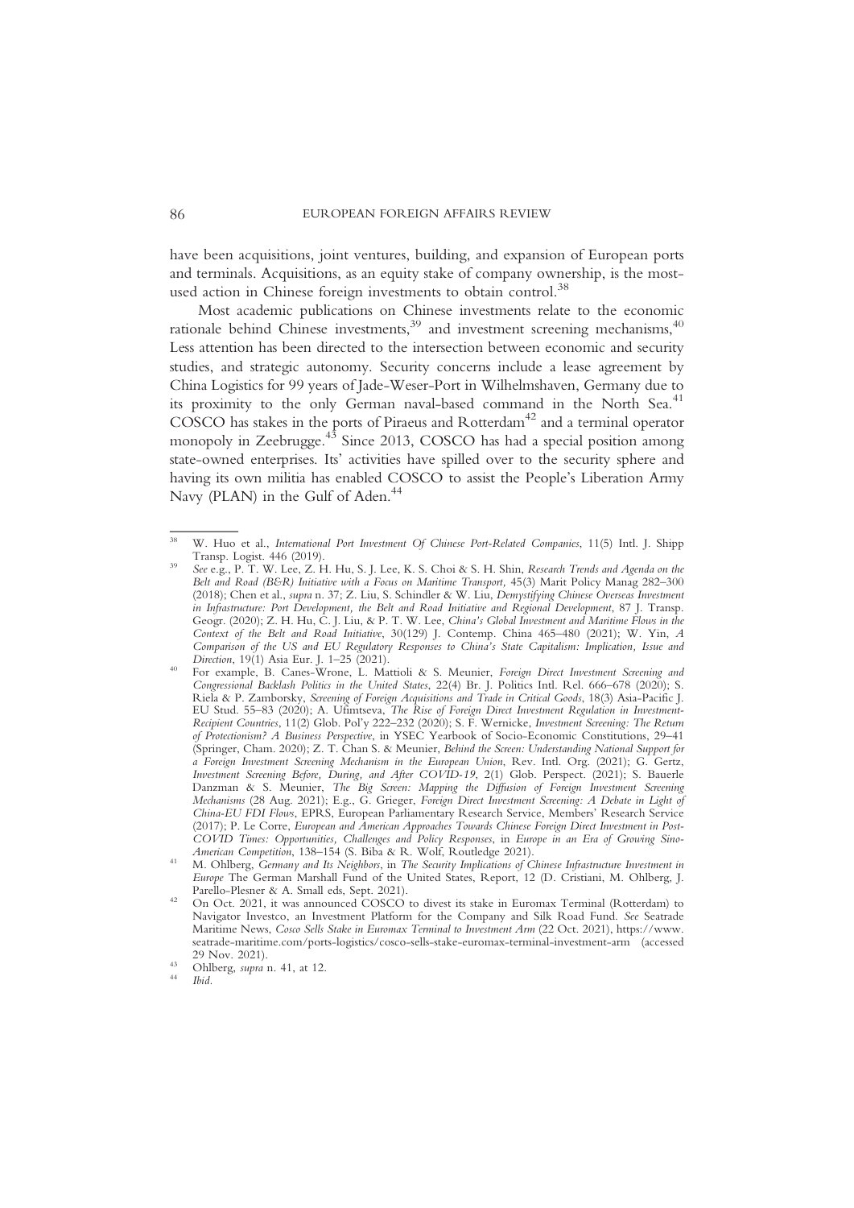have been acquisitions, joint ventures, building, and expansion of European ports and terminals. Acquisitions, as an equity stake of company ownership, is the most-used action in Chinese foreign investments to obtain control.[38]

Most academic publications on Chinese investments relate to the economic rationale behind Chinese investments,[39] and investment screening mechanisms,[40] Less attention has been directed to the intersection between economic and security studies, and strategic autonomy. Security concerns include a lease agreement by China Logistics for 99 years of Jade-Weser-Port in Wilhelmshaven, Germany due to its proximity to the only German naval-based command in the North Sea.[41] COSCO has stakes in the ports of Piraeus and Rotterdam[42] and a terminal operator monopoly in Zeebrugge.[43] Since 2013, COSCO has had a special position among state-owned enterprises. Its' activities have spilled over to the security sphere and having its own militia has enabled COSCO to assist the People's Liberation Army Navy (PLAN) in the Gulf of Aden.[44]

---

[38] W. Huo et al., *International Port Investment Of Chinese Port-Related Companies*, 11(5) Intl. J. Shipp Transp. Logist. 446 (2019).

[39] *See* e.g., P. T. W. Lee, Z. H. Hu, S. J. Lee, K. S. Choi & S. H. Shin, *Research Trends and Agenda on the Belt and Road (B&R) Initiative with a Focus on Maritime Transport,* 45(3) Marit Policy Manag 282–300 (2018); Chen et al., *supra* n. 37; Z. Liu, S. Schindler & W. Liu, *Demystifying Chinese Overseas Investment in Infrastructure: Port Development, the Belt and Road Initiative and Regional Development*, 87 J. Transp. Geogr. (2020); Z. H. Hu, C. J. Liu, & P. T. W. Lee, *China's Global Investment and Maritime Flows in the Context of the Belt and Road Initiative*, 30(129) J. Contemp. China 465–480 (2021); W. Yin, *A Comparison of the US and EU Regulatory Responses to China's State Capitalism: Implication, Issue and Direction*, 19(1) Asia Eur. J. 1–25 (2021).

[40] For example, B. Canes-Wrone, L. Mattioli & S. Meunier, *Foreign Direct Investment Screening and Congressional Backlash Politics in the United States*, 22(4) Br. J. Politics Intl. Rel. 666–678 (2020); S. Riela & P. Zamborsky, *Screening of Foreign Acquisitions and Trade in Critical Goods*, 18(3) Asia-Pacific J. EU Stud. 55–83 (2020); A. Ufimtseva, *The Rise of Foreign Direct Investment Regulation in Investment-Recipient Countries*, 11(2) Glob. Pol'y 222–232 (2020); S. F. Wernicke, *Investment Screening: The Return of Protectionism? A Business Perspective*, in YSEC Yearbook of Socio-Economic Constitutions, 29–41 (Springer, Cham. 2020); Z. T. Chan S. & Meunier, *Behind the Screen: Understanding National Support for a Foreign Investment Screening Mechanism in the European Union*, Rev. Intl. Org. (2021); G. Gertz, *Investment Screening Before, During, and After COVID-19*, 2(1) Glob. Perspect. (2021); S. Bauerle Danzman & S. Meunier, *The Big Screen: Mapping the Diffusion of Foreign Investment Screening Mechanisms* (28 Aug. 2021); E.g., G. Grieger, *Foreign Direct Investment Screening: A Debate in Light of China-EU FDI Flows*, EPRS, European Parliamentary Research Service, Members' Research Service (2017); P. Le Corre, *European and American Approaches Towards Chinese Foreign Direct Investment in Post-COVID Times: Opportunities, Challenges and Policy Responses*, in *Europe in an Era of Growing Sino-American Competition*, 138–154 (S. Biba & R. Wolf, Routledge 2021).

[41] M. Ohlberg, *Germany and Its Neighbors*, in *The Security Implications of Chinese Infrastructure Investment in Europe* The German Marshall Fund of the United States, Report, 12 (D. Cristiani, M. Ohlberg, J. Parello-Plesner & A. Small eds, Sept. 2021).

[42] On Oct. 2021, it was announced COSCO to divest its stake in Euromax Terminal (Rotterdam) to Navigator Investco, an Investment Platform for the Company and Silk Road Fund. *See* Seatrade Maritime News, *Cosco Sells Stake in Euromax Terminal to Investment Arm* (22 Oct. 2021), https://www.seatrade-maritime.com/ports-logistics/cosco-sells-stake-euromax-terminal-investment-arm (accessed 29 Nov. 2021).

[43] Ohlberg, *supra* n. 41, at 12.

[44] *Ibid.*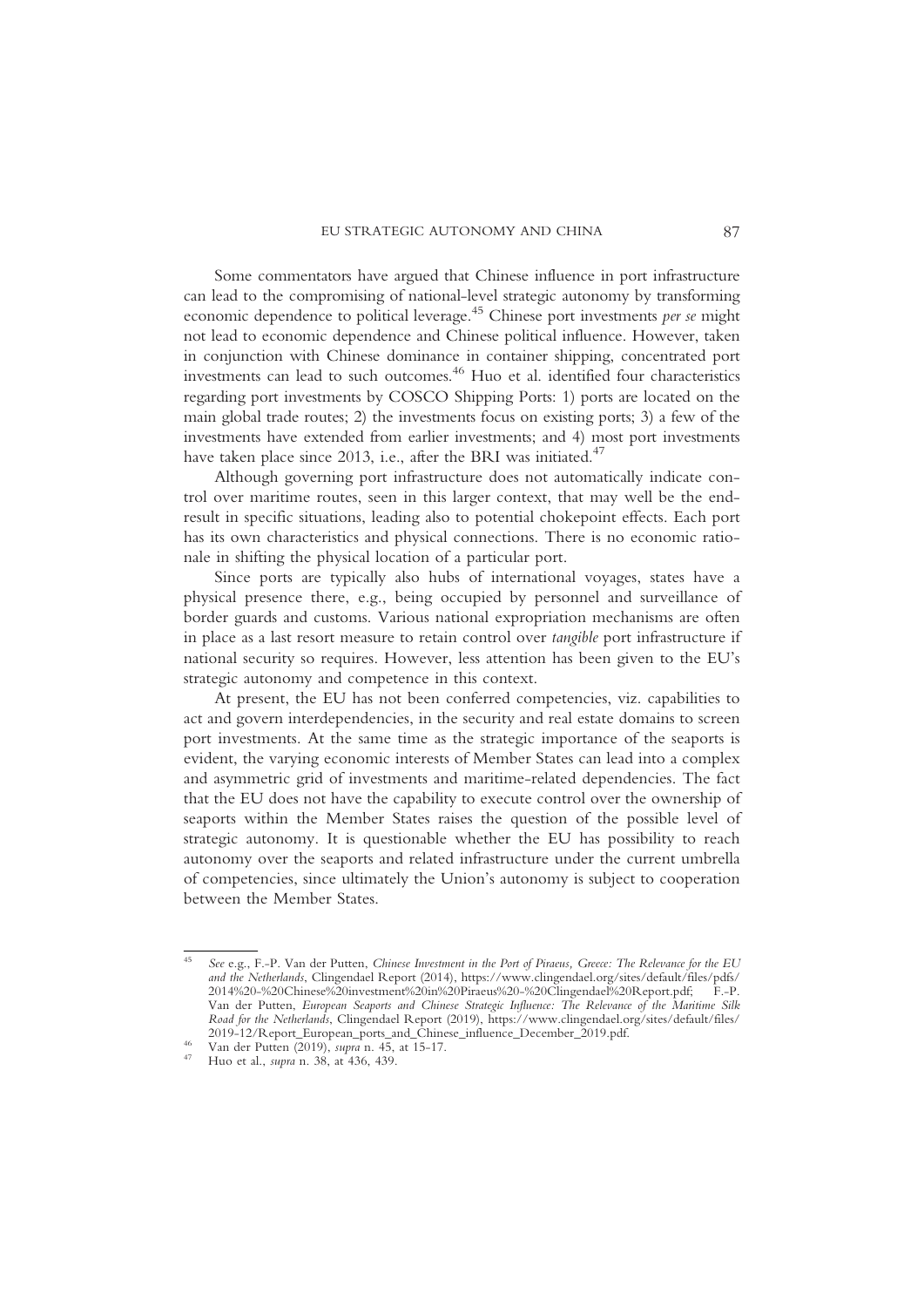Some commentators have argued that Chinese influence in port infrastructure can lead to the compromising of national-level strategic autonomy by transforming economic dependence to political leverage.[45] Chinese port investments *per se* might not lead to economic dependence and Chinese political influence. However, taken in conjunction with Chinese dominance in container shipping, concentrated port investments can lead to such outcomes.[46] Huo et al. identified four characteristics regarding port investments by COSCO Shipping Ports: 1) ports are located on the main global trade routes; 2) the investments focus on existing ports; 3) a few of the investments have extended from earlier investments; and 4) most port investments have taken place since 2013, i.e., after the BRI was initiated.[47]

Although governing port infrastructure does not automatically indicate control over maritime routes, seen in this larger context, that may well be the end-result in specific situations, leading also to potential chokepoint effects. Each port has its own characteristics and physical connections. There is no economic rationale in shifting the physical location of a particular port.

Since ports are typically also hubs of international voyages, states have a physical presence there, e.g., being occupied by personnel and surveillance of border guards and customs. Various national expropriation mechanisms are often in place as a last resort measure to retain control over *tangible* port infrastructure if national security so requires. However, less attention has been given to the EU's strategic autonomy and competence in this context.

At present, the EU has not been conferred competencies, viz. capabilities to act and govern interdependencies, in the security and real estate domains to screen port investments. At the same time as the strategic importance of the seaports is evident, the varying economic interests of Member States can lead into a complex and asymmetric grid of investments and maritime-related dependencies. The fact that the EU does not have the capability to execute control over the ownership of seaports within the Member States raises the question of the possible level of strategic autonomy. It is questionable whether the EU has possibility to reach autonomy over the seaports and related infrastructure under the current umbrella of competencies, since ultimately the Union's autonomy is subject to cooperation between the Member States.

---

[45] *See* e.g., F.-P. Van der Putten, *Chinese Investment in the Port of Piraeus, Greece: The Relevance for the EU and the Netherlands*, Clingendael Report (2014), https://www.clingendael.org/sites/default/files/pdfs/2014%20-%20Chinese%20investment%20in%20Piraeus%20-%20Clingendael%20Report.pdf; F.-P. Van der Putten, *European Seaports and Chinese Strategic Influence: The Relevance of the Maritime Silk Road for the Netherlands*, Clingendael Report (2019), https://www.clingendael.org/sites/default/files/2019-12/Report_European_ports_and_Chinese_influence_December_2019.pdf.

[46] Van der Putten (2019), *supra* n. 45, at 15-17.

[47] Huo et al., *supra* n. 38, at 436, 439.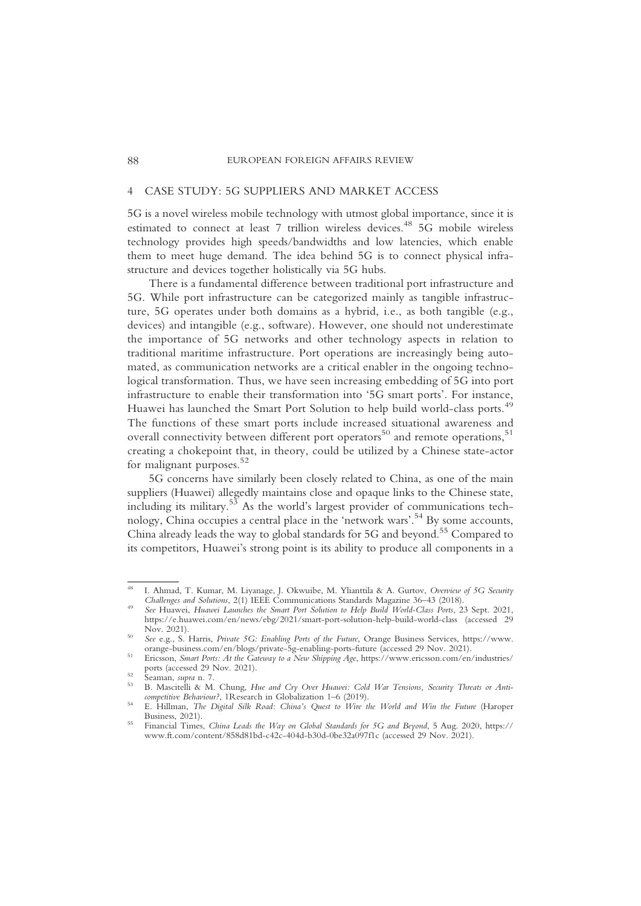## 4 CASE STUDY: 5G SUPPLIERS AND MARKET ACCESS

5G is a novel wireless mobile technology with utmost global importance, since it is estimated to connect at least 7 trillion wireless devices.[48] 5G mobile wireless technology provides high speeds/bandwidths and low latencies, which enable them to meet huge demand. The idea behind 5G is to connect physical infrastructure and devices together holistically via 5G hubs.

There is a fundamental difference between traditional port infrastructure and 5G. While port infrastructure can be categorized mainly as tangible infrastructure, 5G operates under both domains as a hybrid, i.e., as both tangible (e.g., devices) and intangible (e.g., software). However, one should not underestimate the importance of 5G networks and other technology aspects in relation to traditional maritime infrastructure. Port operations are increasingly being automated, as communication networks are a critical enabler in the ongoing technological transformation. Thus, we have seen increasing embedding of 5G into port infrastructure to enable their transformation into '5G smart ports'. For instance, Huawei has launched the Smart Port Solution to help build world-class ports.[49] The functions of these smart ports include increased situational awareness and overall connectivity between different port operators[50] and remote operations,[51] creating a chokepoint that, in theory, could be utilized by a Chinese state-actor for malignant purposes.[52]

5G concerns have similarly been closely related to China, as one of the main suppliers (Huawei) allegedly maintains close and opaque links to the Chinese state, including its military.[53] As the world's largest provider of communications technology, China occupies a central place in the 'network wars'.[54] By some accounts, China already leads the way to global standards for 5G and beyond.[55] Compared to its competitors, Huawei's strong point is its ability to produce all components in a

---

[48] I. Ahmad, T. Kumar, M. Liyanage, J. Okwuibe, M. Ylianttila & A. Gurtov, *Overview of 5G Security Challenges and Solutions*, 2(1) IEEE Communications Standards Magazine 36–43 (2018).

[49] *See* Huawei, *Huawei Launches the Smart Port Solution to Help Build World-Class Ports*, 23 Sept. 2021, https://e.huawei.com/en/news/ebg/2021/smart-port-solution-help-build-world-class (accessed 29 Nov. 2021).

[50] *See* e.g., S. Harris, *Private 5G: Enabling Ports of the Future*, Orange Business Services, https://www.orange-business.com/en/blogs/private-5g-enabling-ports-future (accessed 29 Nov. 2021).

[51] Ericsson, *Smart Ports: At the Gateway to a New Shipping Age*, https://www.ericsson.com/en/industries/ports (accessed 29 Nov. 2021).

[52] Seaman, *supra* n. 7.

[53] B. Mascitelli & M. Chung, *Hue and Cry Over Huawei: Cold War Tensions, Security Threats or Anti-competitive Behaviour?*, 1Research in Globalization 1–6 (2019).

[54] E. Hillman, *The Digital Silk Road: China's Quest to Wire the World and Win the Future* (Haroper Business, 2021).

[55] Financial Times, *China Leads the Way on Global Standards for 5G and Beyond*, 5 Aug. 2020, https://www.ft.com/content/858d81bd-c42c-404d-b30d-0be32a097f1c (accessed 29 Nov. 2021).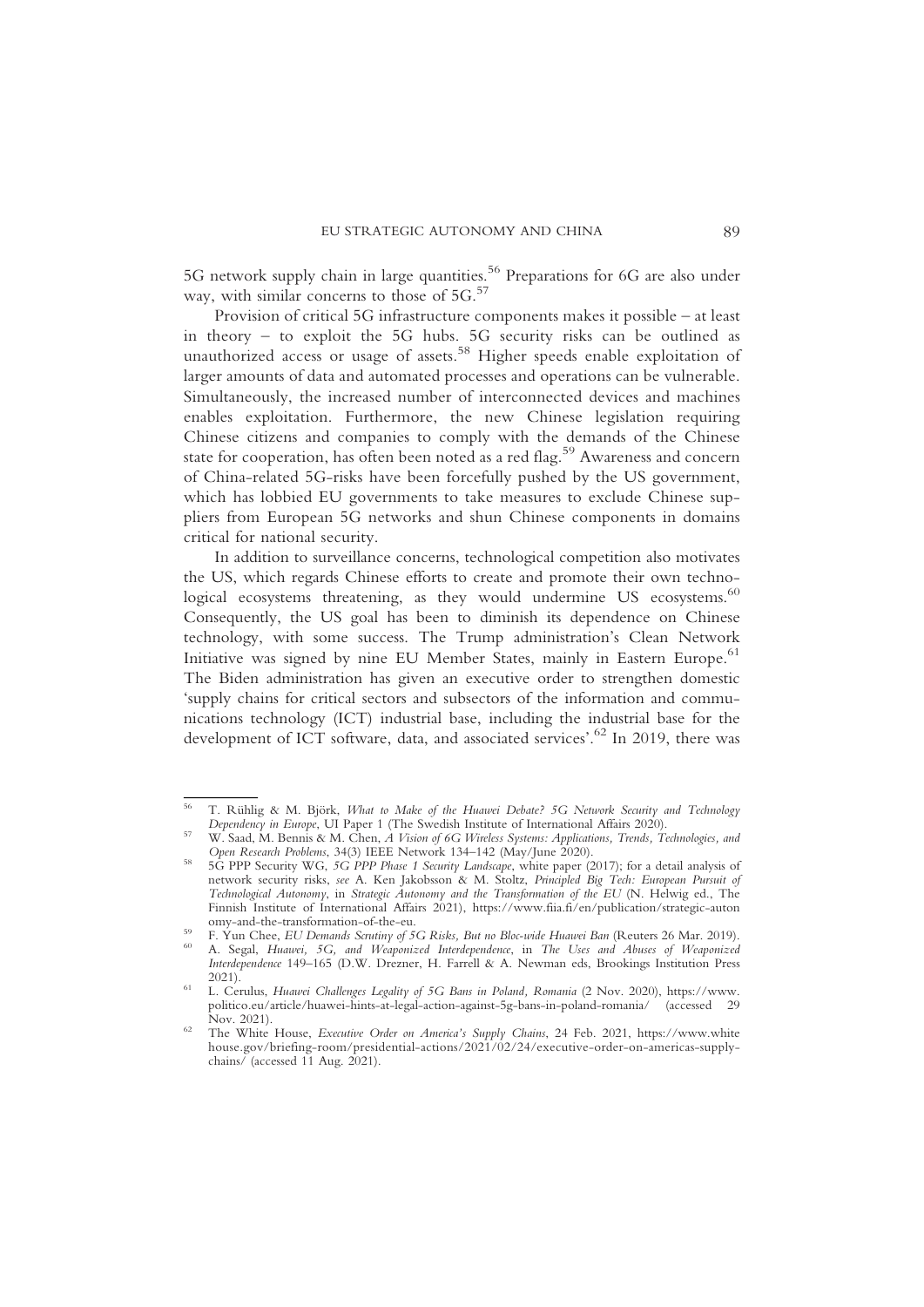5G network supply chain in large quantities.[56] Preparations for 6G are also under way, with similar concerns to those of 5G.[57]

Provision of critical 5G infrastructure components makes it possible – at least in theory – to exploit the 5G hubs. 5G security risks can be outlined as unauthorized access or usage of assets.[58] Higher speeds enable exploitation of larger amounts of data and automated processes and operations can be vulnerable. Simultaneously, the increased number of interconnected devices and machines enables exploitation. Furthermore, the new Chinese legislation requiring Chinese citizens and companies to comply with the demands of the Chinese state for cooperation, has often been noted as a red flag.[59] Awareness and concern of China-related 5G-risks have been forcefully pushed by the US government, which has lobbied EU governments to take measures to exclude Chinese suppliers from European 5G networks and shun Chinese components in domains critical for national security.

In addition to surveillance concerns, technological competition also motivates the US, which regards Chinese efforts to create and promote their own technological ecosystems threatening, as they would undermine US ecosystems.[60] Consequently, the US goal has been to diminish its dependence on Chinese technology, with some success. The Trump administration's Clean Network Initiative was signed by nine EU Member States, mainly in Eastern Europe.[61] The Biden administration has given an executive order to strengthen domestic 'supply chains for critical sectors and subsectors of the information and communications technology (ICT) industrial base, including the industrial base for the development of ICT software, data, and associated services'.[62] In 2019, there was

---

[56] T. Rühlig & M. Björk, *What to Make of the Huawei Debate? 5G Network Security and Technology Dependency in Europe*, UI Paper 1 (The Swedish Institute of International Affairs 2020).

[57] W. Saad, M. Bennis & M. Chen, *A Vision of 6G Wireless Systems: Applications, Trends, Technologies, and Open Research Problems*, 34(3) IEEE Network 134–142 (May/June 2020).

[58] 5G PPP Security WG, *5G PPP Phase 1 Security Landscape*, white paper (2017); for a detail analysis of network security risks, *see* A. Ken Jakobsson & M. Stoltz, *Principled Big Tech: European Pursuit of Technological Autonomy*, in *Strategic Autonomy and the Transformation of the EU* (N. Helwig ed., The Finnish Institute of International Affairs 2021), https://www.fiia.fi/en/publication/strategic-autonomy-and-the-transformation-of-the-eu.

[59] F. Yun Chee, *EU Demands Scrutiny of 5G Risks, But no Bloc-wide Huawei Ban* (Reuters 26 Mar. 2019).

[60] A. Segal, *Huawei, 5G, and Weaponized Interdependence*, in *The Uses and Abuses of Weaponized Interdependence* 149–165 (D.W. Drezner, H. Farrell & A. Newman eds, Brookings Institution Press 2021).

[61] L. Cerulus, *Huawei Challenges Legality of 5G Bans in Poland, Romania* (2 Nov. 2020), https://www.politico.eu/article/huawei-hints-at-legal-action-against-5g-bans-in-poland-romania/ (accessed 29 Nov. 2021).

[62] The White House, *Executive Order on America's Supply Chains*, 24 Feb. 2021, https://www.whitehouse.gov/briefing-room/presidential-actions/2021/02/24/executive-order-on-americas-supply-chains/ (accessed 11 Aug. 2021).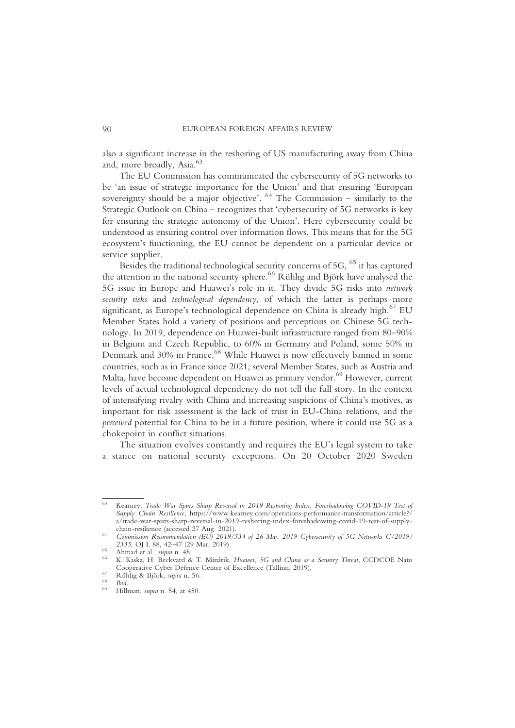also a significant increase in the reshoring of US manufacturing away from China and, more broadly, Asia.[63]

The EU Commission has communicated the cybersecurity of 5G networks to be 'an issue of strategic importance for the Union' and that ensuring 'European sovereignty should be a major objective'. [64] The Commission – similarly to the Strategic Outlook on China – recognizes that 'cybersecurity of 5G networks is key for ensuring the strategic autonomy of the Union'. Here cybersecurity could be understood as ensuring control over information flows. This means that for the 5G ecosystem's functioning, the EU cannot be dependent on a particular device or service supplier.

Besides the traditional technological security concerns of 5G, [65] it has captured the attention in the national security sphere.[66] Rühlig and Björk have analysed the 5G issue in Europe and Huawei's role in it. They divide 5G risks into *network security risks* and *technological dependency*, of which the latter is perhaps more significant, as Europe's technological dependence on China is already high.[67] EU Member States hold a variety of positions and perceptions on Chinese 5G technology. In 2019, dependence on Huawei-built infrastructure ranged from 80–90% in Belgium and Czech Republic, to 60% in Germany and Poland, some 50% in Denmark and 30% in France.[68] While Huawei is now effectively banned in some countries, such as in France since 2021, several Member States, such as Austria and Malta, have become dependent on Huawei as primary vendor.[69] However, current levels of actual technological dependency do not tell the full story. In the context of intensifying rivalry with China and increasing suspicions of China's motives, as important for risk assessment is the lack of trust in EU-China relations, and the *perceived* potential for China to be in a future position, where it could use 5G as a chokepoint in conflict situations.

The situation evolves constantly and requires the EU's legal system to take a stance on national security exceptions. On 20 October 2020 Sweden

---

[63] Kearney, *Trade War Spurs Sharp Reversal in 2019 Reshoring Index, Foreshadowing COVID-19 Test of Supply Chain Resilience*, https://www.kearney.com/operations-performance-transformation/article?/a/trade-war-spurs-sharp-reversal-in-2019-reshoring-index-foreshadowing-covid-19-test-of-supply-chain-resilience (accessed 27 Aug. 2021).

[64] *Commission Recommendation (EU) 2019/534 of 26 Mar. 2019 Cybersecurity of 5G Networks C/2019/2335*, OJ L 88, 42–47 (29 Mar. 2019).

[65] Ahmad et al., *supra* n. 48.

[66] K. Kaska, H. Beckvard & T. Minárik, *Huawei, 5G and China as a Security Threat*, CCDCOE Nato Cooperative Cyber Defence Centre of Excellence (Tallinn, 2019).

[67] Rühlig & Björk, *supra* n. 56.

[68] *Ibid.*

[69] Hillman, *supra* n. 54, at 450.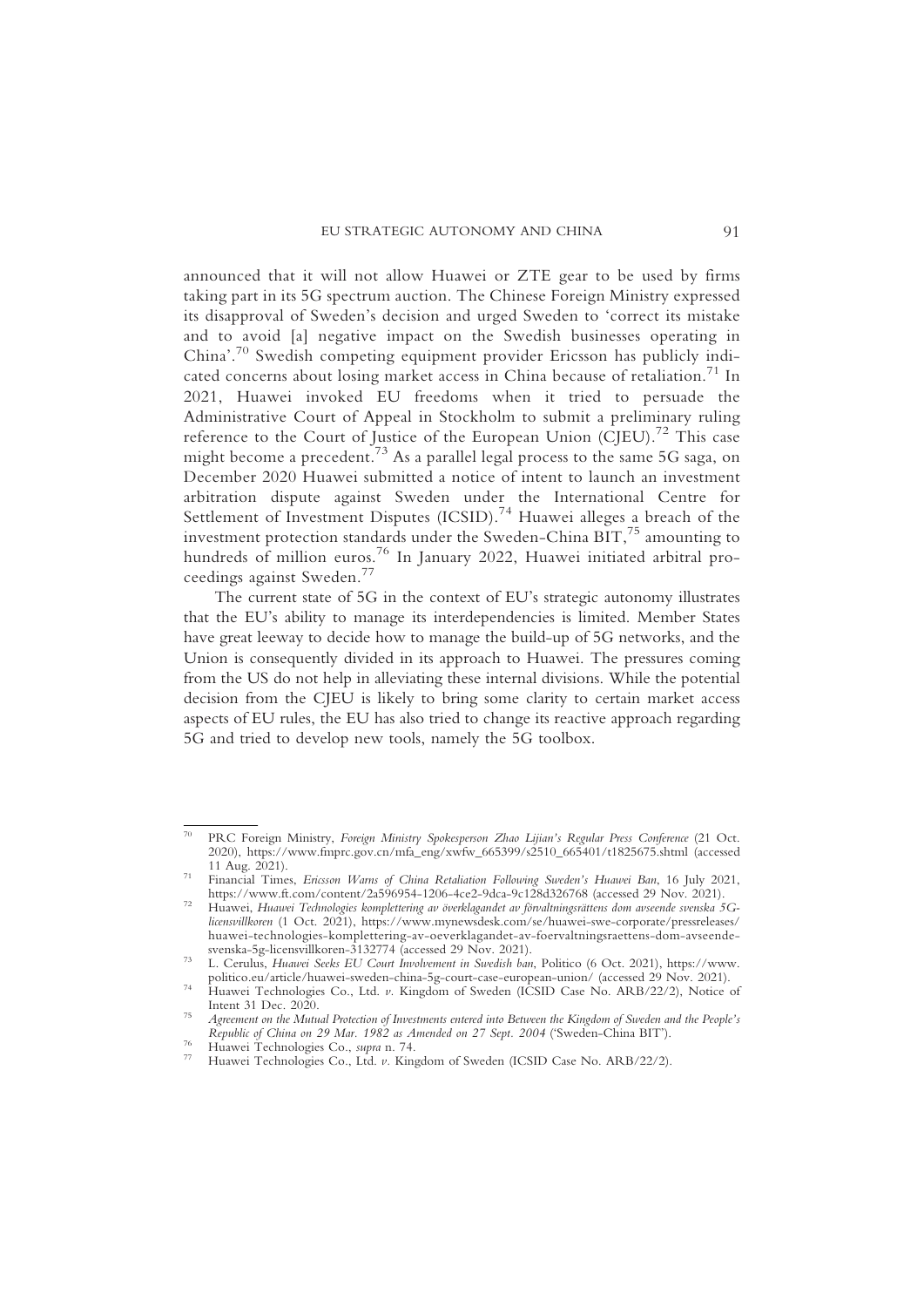announced that it will not allow Huawei or ZTE gear to be used by firms taking part in its 5G spectrum auction. The Chinese Foreign Ministry expressed its disapproval of Sweden's decision and urged Sweden to 'correct its mistake and to avoid [a] negative impact on the Swedish businesses operating in China'.[70] Swedish competing equipment provider Ericsson has publicly indicated concerns about losing market access in China because of retaliation.[71] In 2021, Huawei invoked EU freedoms when it tried to persuade the Administrative Court of Appeal in Stockholm to submit a preliminary ruling reference to the Court of Justice of the European Union (CJEU).[72] This case might become a precedent.[73] As a parallel legal process to the same 5G saga, on December 2020 Huawei submitted a notice of intent to launch an investment arbitration dispute against Sweden under the International Centre for Settlement of Investment Disputes (ICSID).[74] Huawei alleges a breach of the investment protection standards under the Sweden-China BIT,[75] amounting to hundreds of million euros.[76] In January 2022, Huawei initiated arbitral proceedings against Sweden.[77]

The current state of 5G in the context of EU's strategic autonomy illustrates that the EU's ability to manage its interdependencies is limited. Member States have great leeway to decide how to manage the build-up of 5G networks, and the Union is consequently divided in its approach to Huawei. The pressures coming from the US do not help in alleviating these internal divisions. While the potential decision from the CJEU is likely to bring some clarity to certain market access aspects of EU rules, the EU has also tried to change its reactive approach regarding 5G and tried to develop new tools, namely the 5G toolbox.

---

[70] PRC Foreign Ministry, *Foreign Ministry Spokesperson Zhao Lijian's Regular Press Conference* (21 Oct. 2020), https://www.fmprc.gov.cn/mfa_eng/xwfw_665399/s2510_665401/t1825675.shtml (accessed 11 Aug. 2021).

[71] Financial Times, *Ericsson Warns of China Retaliation Following Sweden's Huawei Ban*, 16 July 2021, https://www.ft.com/content/2a596954-1206-4ce2-9dca-9c128d326768 (accessed 29 Nov. 2021).

[72] Huawei, *Huawei Technologies komplettering av överklagandet av förvaltningsrättens dom avseende svenska 5G-licensvillkoren* (1 Oct. 2021), https://www.mynewsdesk.com/se/huawei-swe-corporate/pressreleases/huawei-technologies-komplettering-av-oeverklagandet-av-foervaltningsraettens-dom-avseende-svenska-5g-licensvillkoren-3132774 (accessed 29 Nov. 2021).

[73] L. Cerulus, *Huawei Seeks EU Court Involvement in Swedish ban*, Politico (6 Oct. 2021), https://www.politico.eu/article/huawei-sweden-china-5g-court-case-european-union/ (accessed 29 Nov. 2021).

[74] Huawei Technologies Co., Ltd. *v.* Kingdom of Sweden (ICSID Case No. ARB/22/2), Notice of Intent 31 Dec. 2020.

[75] *Agreement on the Mutual Protection of Investments entered into Between the Kingdom of Sweden and the People's Republic of China on 29 Mar. 1982 as Amended on 27 Sept. 2004* ('Sweden-China BIT').

[76] Huawei Technologies Co., *supra* n. 74.

[77] Huawei Technologies Co., Ltd. *v.* Kingdom of Sweden (ICSID Case No. ARB/22/2).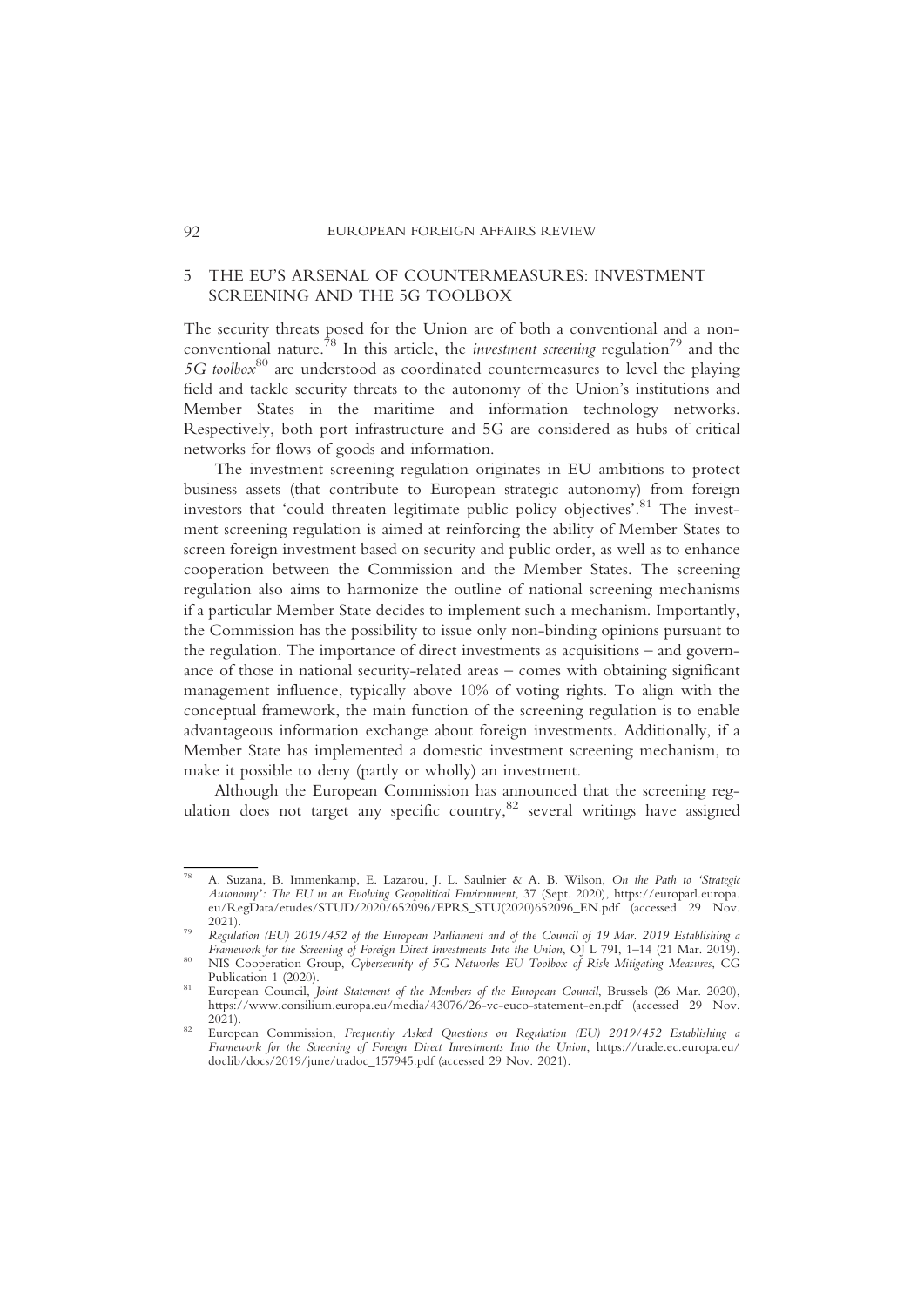## 5 THE EU'S ARSENAL OF COUNTERMEASURES: INVESTMENT SCREENING AND THE 5G TOOLBOX

The security threats posed for the Union are of both a conventional and a non-conventional nature.[78] In this article, the *investment screening* regulation[79] and the *5G toolbox*[80] are understood as coordinated countermeasures to level the playing field and tackle security threats to the autonomy of the Union's institutions and Member States in the maritime and information technology networks. Respectively, both port infrastructure and 5G are considered as hubs of critical networks for flows of goods and information.

The investment screening regulation originates in EU ambitions to protect business assets (that contribute to European strategic autonomy) from foreign investors that 'could threaten legitimate public policy objectives'.[81] The investment screening regulation is aimed at reinforcing the ability of Member States to screen foreign investment based on security and public order, as well as to enhance cooperation between the Commission and the Member States. The screening regulation also aims to harmonize the outline of national screening mechanisms if a particular Member State decides to implement such a mechanism. Importantly, the Commission has the possibility to issue only non-binding opinions pursuant to the regulation. The importance of direct investments as acquisitions – and governance of those in national security-related areas – comes with obtaining significant management influence, typically above 10% of voting rights. To align with the conceptual framework, the main function of the screening regulation is to enable advantageous information exchange about foreign investments. Additionally, if a Member State has implemented a domestic investment screening mechanism, to make it possible to deny (partly or wholly) an investment.

Although the European Commission has announced that the screening regulation does not target any specific country,[82] several writings have assigned

---

[78] A. Suzana, B. Immenkamp, E. Lazarou, J. L. Saulnier & A. B. Wilson, *On the Path to 'Strategic Autonomy': The EU in an Evolving Geopolitical Environment*, 37 (Sept. 2020), https://europarl.europa.eu/RegData/etudes/STUD/2020/652096/EPRS_STU(2020)652096_EN.pdf (accessed 29 Nov. 2021).

[79] *Regulation (EU) 2019/452 of the European Parliament and of the Council of 19 Mar. 2019 Establishing a Framework for the Screening of Foreign Direct Investments Into the Union*, OJ L 79I, 1–14 (21 Mar. 2019).

[80] NIS Cooperation Group, *Cybersecurity of 5G Networks EU Toolbox of Risk Mitigating Measures*, CG Publication 1 (2020).

[81] European Council, *Joint Statement of the Members of the European Council*, Brussels (26 Mar. 2020), https://www.consilium.europa.eu/media/43076/26-vc-euco-statement-en.pdf (accessed 29 Nov. 2021).

[82] European Commission, *Frequently Asked Questions on Regulation (EU) 2019/452 Establishing a Framework for the Screening of Foreign Direct Investments Into the Union*, https://trade.ec.europa.eu/doclib/docs/2019/june/tradoc_157945.pdf (accessed 29 Nov. 2021).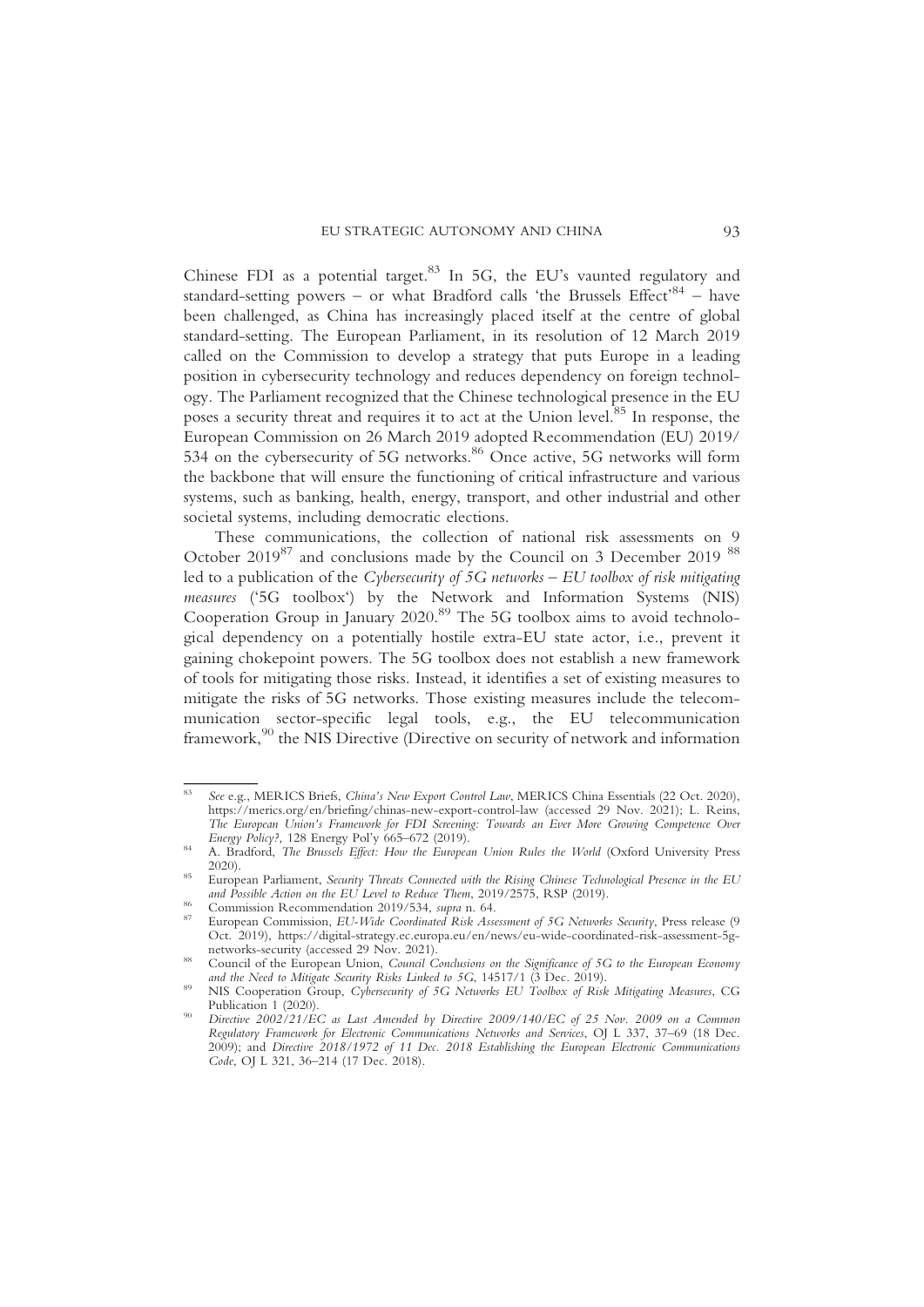Chinese FDI as a potential target.[83] In 5G, the EU's vaunted regulatory and standard-setting powers – or what Bradford calls 'the Brussels Effect'[84] – have been challenged, as China has increasingly placed itself at the centre of global standard-setting. The European Parliament, in its resolution of 12 March 2019 called on the Commission to develop a strategy that puts Europe in a leading position in cybersecurity technology and reduces dependency on foreign technology. The Parliament recognized that the Chinese technological presence in the EU poses a security threat and requires it to act at the Union level.[85] In response, the European Commission on 26 March 2019 adopted Recommendation (EU) 2019/534 on the cybersecurity of 5G networks.[86] Once active, 5G networks will form the backbone that will ensure the functioning of critical infrastructure and various systems, such as banking, health, energy, transport, and other industrial and other societal systems, including democratic elections.

These communications, the collection of national risk assessments on 9 October 2019[87] and conclusions made by the Council on 3 December 2019 [88] led to a publication of the *Cybersecurity of 5G networks – EU toolbox of risk mitigating measures* ('5G toolbox') by the Network and Information Systems (NIS) Cooperation Group in January 2020.[89] The 5G toolbox aims to avoid technological dependency on a potentially hostile extra-EU state actor, i.e., prevent it gaining chokepoint powers. The 5G toolbox does not establish a new framework of tools for mitigating those risks. Instead, it identifies a set of existing measures to mitigate the risks of 5G networks. Those existing measures include the telecommunication sector-specific legal tools, e.g., the EU telecommunication framework,[90] the NIS Directive (Directive on security of network and information

---

[83] *See* e.g., MERICS Briefs, *China's New Export Control Law*, MERICS China Essentials (22 Oct. 2020), https://merics.org/en/briefing/chinas-new-export-control-law (accessed 29 Nov. 2021); L. Reins, *The European Union's Framework for FDI Screening: Towards an Ever More Growing Competence Over Energy Policy?*, 128 Energy Pol'y 665–672 (2019).

[84] A. Bradford, *The Brussels Effect: How the European Union Rules the World* (Oxford University Press 2020).

[85] European Parliament, *Security Threats Connected with the Rising Chinese Technological Presence in the EU and Possible Action on the EU Level to Reduce Them*, 2019/2575, RSP (2019).

[86] Commission Recommendation 2019/534, *supra* n. 64.

[87] European Commission, *EU-Wide Coordinated Risk Assessment of 5G Networks Security*, Press release (9 Oct. 2019), https://digital-strategy.ec.europa.eu/en/news/eu-wide-coordinated-risk-assessment-5g-networks-security (accessed 29 Nov. 2021).

[88] Council of the European Union, *Council Conclusions on the Significance of 5G to the European Economy and the Need to Mitigate Security Risks Linked to 5G*, 14517/1 (3 Dec. 2019).

[89] NIS Cooperation Group, *Cybersecurity of 5G Networks EU Toolbox of Risk Mitigating Measures*, CG Publication 1 (2020).

[90] *Directive 2002/21/EC as Last Amended by Directive 2009/140/EC of 25 Nov. 2009 on a Common Regulatory Framework for Electronic Communications Networks and Services*, OJ L 337, 37–69 (18 Dec. 2009); and *Directive 2018/1972 of 11 Dec. 2018 Establishing the European Electronic Communications Code*, OJ L 321, 36–214 (17 Dec. 2018).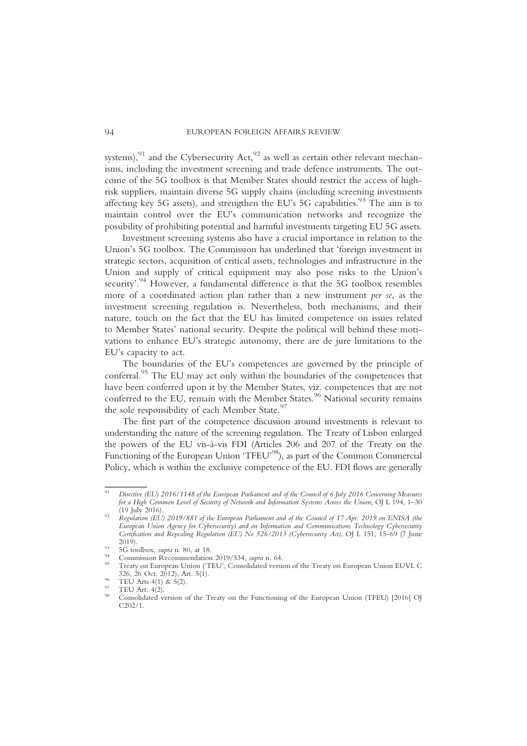systems),[91] and the Cybersecurity Act,[92] as well as certain other relevant mechanisms, including the investment screening and trade defence instruments. The outcome of the 5G toolbox is that Member States should restrict the access of high-risk suppliers, maintain diverse 5G supply chains (including screening investments affecting key 5G assets), and strengthen the EU's 5G capabilities.[93] The aim is to maintain control over the EU's communication networks and recognize the possibility of prohibiting potential and harmful investments targeting EU 5G assets.

Investment screening systems also have a crucial importance in relation to the Union's 5G toolbox. The Commission has underlined that 'foreign investment in strategic sectors, acquisition of critical assets, technologies and infrastructure in the Union and supply of critical equipment may also pose risks to the Union's security'.[94] However, a fundamental difference is that the 5G toolbox resembles more of a coordinated action plan rather than a new instrument *per se*, as the investment screening regulation is. Nevertheless, both mechanisms, and their nature, touch on the fact that the EU has limited competence on issues related to Member States' national security. Despite the political will behind these motivations to enhance EU's strategic autonomy, there are de jure limitations to the EU's capacity to act.

The boundaries of the EU's competences are governed by the principle of conferral.[95] The EU may act only within the boundaries of the competences that have been conferred upon it by the Member States, viz. competences that are not conferred to the EU, remain with the Member States.[96] National security remains the sole responsibility of each Member State.[97]

The first part of the competence discussion around investments is relevant to understanding the nature of the screening regulation. The Treaty of Lisbon enlarged the powers of the EU vis-à-vis FDI (Articles 206 and 207 of the Treaty on the Functioning of the European Union 'TFEU'[98]), as part of the Common Commercial Policy, which is within the exclusive competence of the EU. FDI flows are generally

---

[91] *Directive (EU) 2016/1148 of the European Parliament and of the Council of 6 July 2016 Concerning Measures for a High Common Level of Security of Network and Information Systems Across the Union*, OJ L 194, 1–30 (19 July 2016).

[92] *Regulation (EU) 2019/881 of the European Parliament and of the Council of 17 Apr. 2019 on ENISA (the European Union Agency for Cybersecurity) and on Information and Communications Technology Cybersecurity Certification and Repealing Regulation (EU) No 526/2013 (Cybersecurity Act)*, OJ L 151, 15–69 (7 June 2019).

[93] 5G toolbox, *supra* n. 80, at 18.

[94] Commission Recommendation 2019/534, *supra* n. 64.

[95] Treaty on European Union ('TEU', Consolidated version of the Treaty on European Union EUVL C 326, 26 Oct. 2012), Art. 5(1).

[96] TEU Arts 4(1) & 5(2).

[97] TEU Art. 4(2).

[98] Consolidated version of the Treaty on the Functioning of the European Union (TFEU) [2016] OJ C202/1.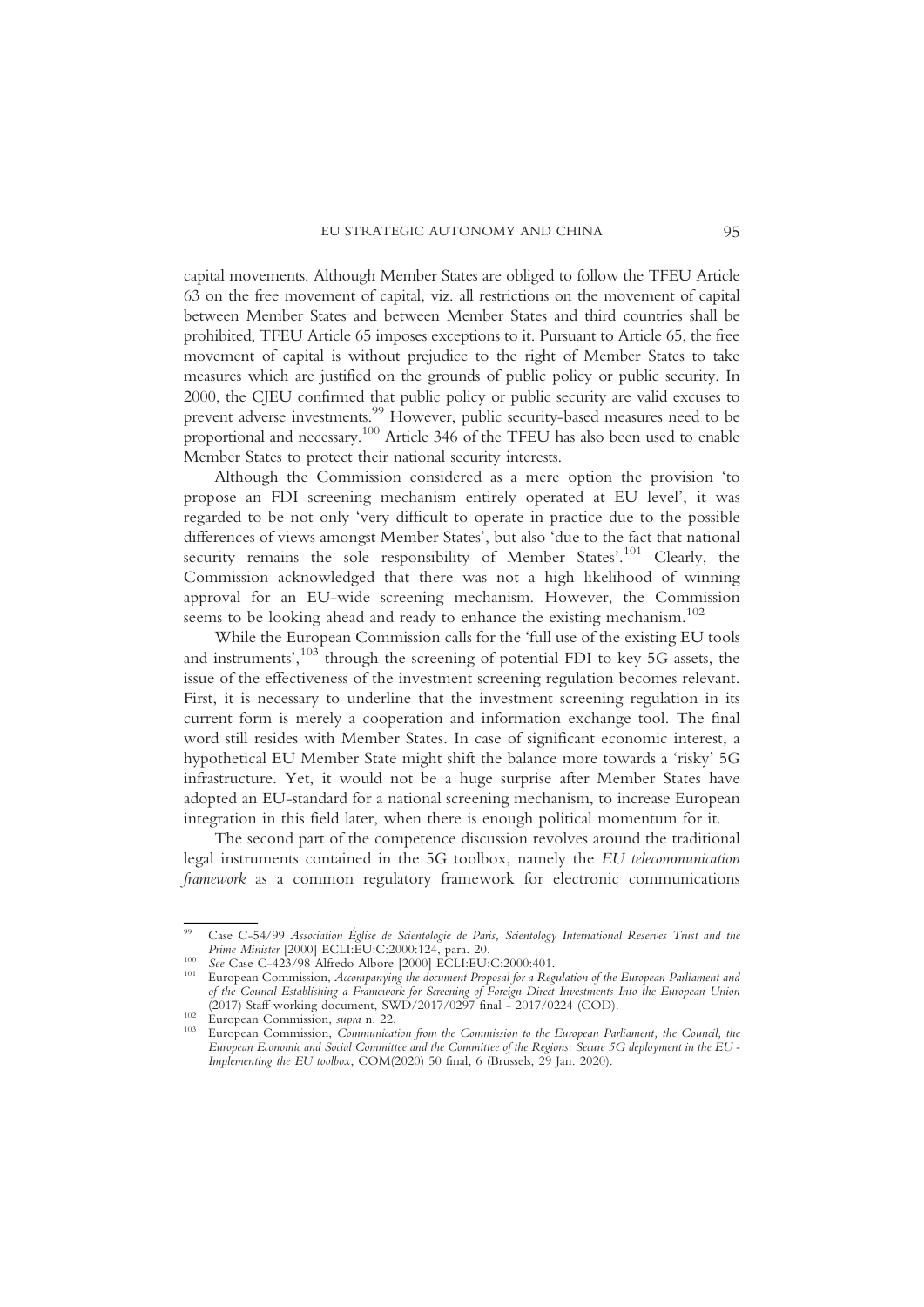capital movements. Although Member States are obliged to follow the TFEU Article 63 on the free movement of capital, viz. all restrictions on the movement of capital between Member States and between Member States and third countries shall be prohibited, TFEU Article 65 imposes exceptions to it. Pursuant to Article 65, the free movement of capital is without prejudice to the right of Member States to take measures which are justified on the grounds of public policy or public security. In 2000, the CJEU confirmed that public policy or public security are valid excuses to prevent adverse investments.[99] However, public security-based measures need to be proportional and necessary.[100] Article 346 of the TFEU has also been used to enable Member States to protect their national security interests.

Although the Commission considered as a mere option the provision 'to propose an FDI screening mechanism entirely operated at EU level', it was regarded to be not only 'very difficult to operate in practice due to the possible differences of views amongst Member States', but also 'due to the fact that national security remains the sole responsibility of Member States'.[101] Clearly, the Commission acknowledged that there was not a high likelihood of winning approval for an EU-wide screening mechanism. However, the Commission seems to be looking ahead and ready to enhance the existing mechanism.[102]

While the European Commission calls for the 'full use of the existing EU tools and instruments',[103] through the screening of potential FDI to key 5G assets, the issue of the effectiveness of the investment screening regulation becomes relevant. First, it is necessary to underline that the investment screening regulation in its current form is merely a cooperation and information exchange tool. The final word still resides with Member States. In case of significant economic interest, a hypothetical EU Member State might shift the balance more towards a 'risky' 5G infrastructure. Yet, it would not be a huge surprise after Member States have adopted an EU-standard for a national screening mechanism, to increase European integration in this field later, when there is enough political momentum for it.

The second part of the competence discussion revolves around the traditional legal instruments contained in the 5G toolbox, namely the *EU telecommunication framework* as a common regulatory framework for electronic communications

---

[99] Case C-54/99 *Association Église de Scientologie de Paris, Scientology International Reserves Trust and the Prime Minister* [2000] ECLI:EU:C:2000:124, para. 20.

[100] *See* Case C-423/98 Alfredo Albore [2000] ECLI:EU:C:2000:401.

[101] European Commission, *Accompanying the document Proposal for a Regulation of the European Parliament and of the Council Establishing a Framework for Screening of Foreign Direct Investments Into the European Union* (2017) Staff working document, SWD/2017/0297 final - 2017/0224 (COD).

[102] European Commission, *supra* n. 22.

[103] European Commission, *Communication from the Commission to the European Parliament, the Council, the European Economic and Social Committee and the Committee of the Regions: Secure 5G deployment in the EU - Implementing the EU toolbox*, COM(2020) 50 final, 6 (Brussels, 29 Jan. 2020).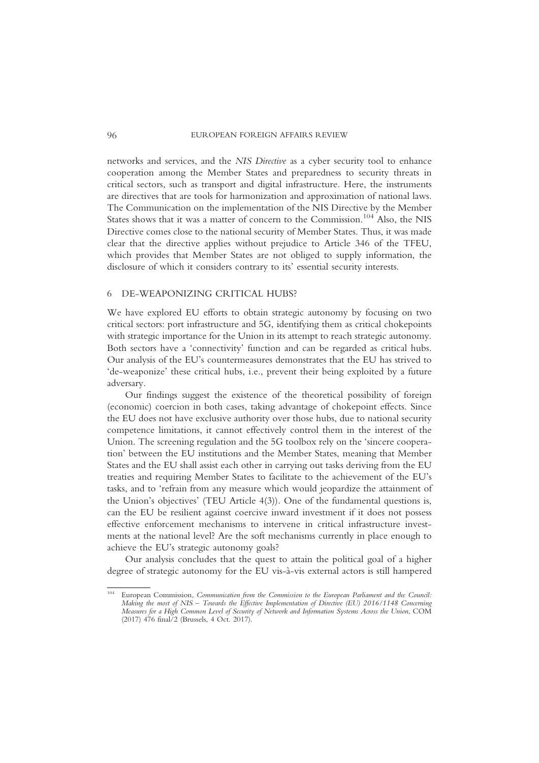networks and services, and the *NIS Directive* as a cyber security tool to enhance cooperation among the Member States and preparedness to security threats in critical sectors, such as transport and digital infrastructure. Here, the instruments are directives that are tools for harmonization and approximation of national laws. The Communication on the implementation of the NIS Directive by the Member States shows that it was a matter of concern to the Commission.[104] Also, the NIS Directive comes close to the national security of Member States. Thus, it was made clear that the directive applies without prejudice to Article 346 of the TFEU, which provides that Member States are not obliged to supply information, the disclosure of which it considers contrary to its' essential security interests.

## 6 DE-WEAPONIZING CRITICAL HUBS?

We have explored EU efforts to obtain strategic autonomy by focusing on two critical sectors: port infrastructure and 5G, identifying them as critical chokepoints with strategic importance for the Union in its attempt to reach strategic autonomy. Both sectors have a 'connectivity' function and can be regarded as critical hubs. Our analysis of the EU's countermeasures demonstrates that the EU has strived to 'de-weaponize' these critical hubs, i.e., prevent their being exploited by a future adversary.

Our findings suggest the existence of the theoretical possibility of foreign (economic) coercion in both cases, taking advantage of chokepoint effects. Since the EU does not have exclusive authority over those hubs, due to national security competence limitations, it cannot effectively control them in the interest of the Union. The screening regulation and the 5G toolbox rely on the 'sincere cooperation' between the EU institutions and the Member States, meaning that Member States and the EU shall assist each other in carrying out tasks deriving from the EU treaties and requiring Member States to facilitate to the achievement of the EU's tasks, and to 'refrain from any measure which would jeopardize the attainment of the Union's objectives' (TEU Article 4(3)). One of the fundamental questions is, can the EU be resilient against coercive inward investment if it does not possess effective enforcement mechanisms to intervene in critical infrastructure investments at the national level? Are the soft mechanisms currently in place enough to achieve the EU's strategic autonomy goals?

Our analysis concludes that the quest to attain the political goal of a higher degree of strategic autonomy for the EU vis-à-vis external actors is still hampered

---

[104] European Commission, *Communication from the Commission to the European Parliament and the Council: Making the most of NIS – Towards the Effective Implementation of Directive (EU) 2016/1148 Concerning Measures for a High Common Level of Security of Network and Information Systems Across the Union*, COM (2017) 476 final/2 (Brussels, 4 Oct. 2017).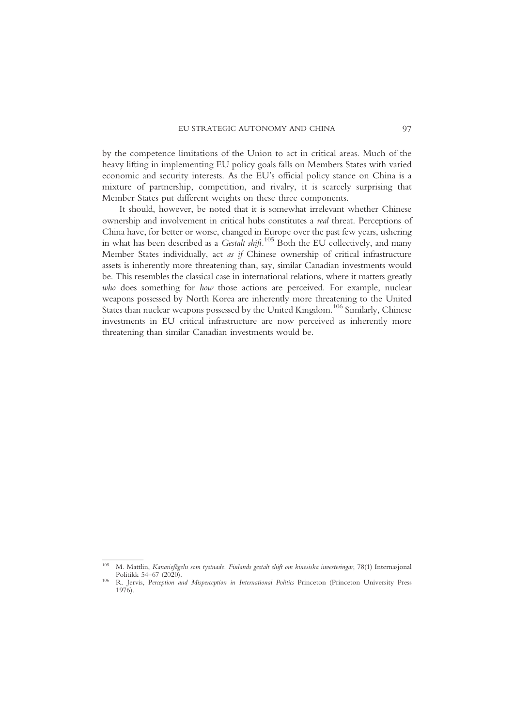by the competence limitations of the Union to act in critical areas. Much of the heavy lifting in implementing EU policy goals falls on Members States with varied economic and security interests. As the EU's official policy stance on China is a mixture of partnership, competition, and rivalry, it is scarcely surprising that Member States put different weights on these three components.

It should, however, be noted that it is somewhat irrelevant whether Chinese ownership and involvement in critical hubs constitutes a *real* threat. Perceptions of China have, for better or worse, changed in Europe over the past few years, ushering in what has been described as a *Gestalt shift*.[105] Both the EU collectively, and many Member States individually, act *as if* Chinese ownership of critical infrastructure assets is inherently more threatening than, say, similar Canadian investments would be. This resembles the classical case in international relations, where it matters greatly *who* does something for *how* those actions are perceived. For example, nuclear weapons possessed by North Korea are inherently more threatening to the United States than nuclear weapons possessed by the United Kingdom.[106] Similarly, Chinese investments in EU critical infrastructure are now perceived as inherently more threatening than similar Canadian investments would be.

---

[105] M. Mattlin, *Kanariefågeln som tystnade. Finlands gestalt shift om kinesiska investeringar*, 78(1) Internasjonal Politikk 54–67 (2020).

[106] R. Jervis, *Perception and Misperception in International Politics* Princeton (Princeton University Press 1976).